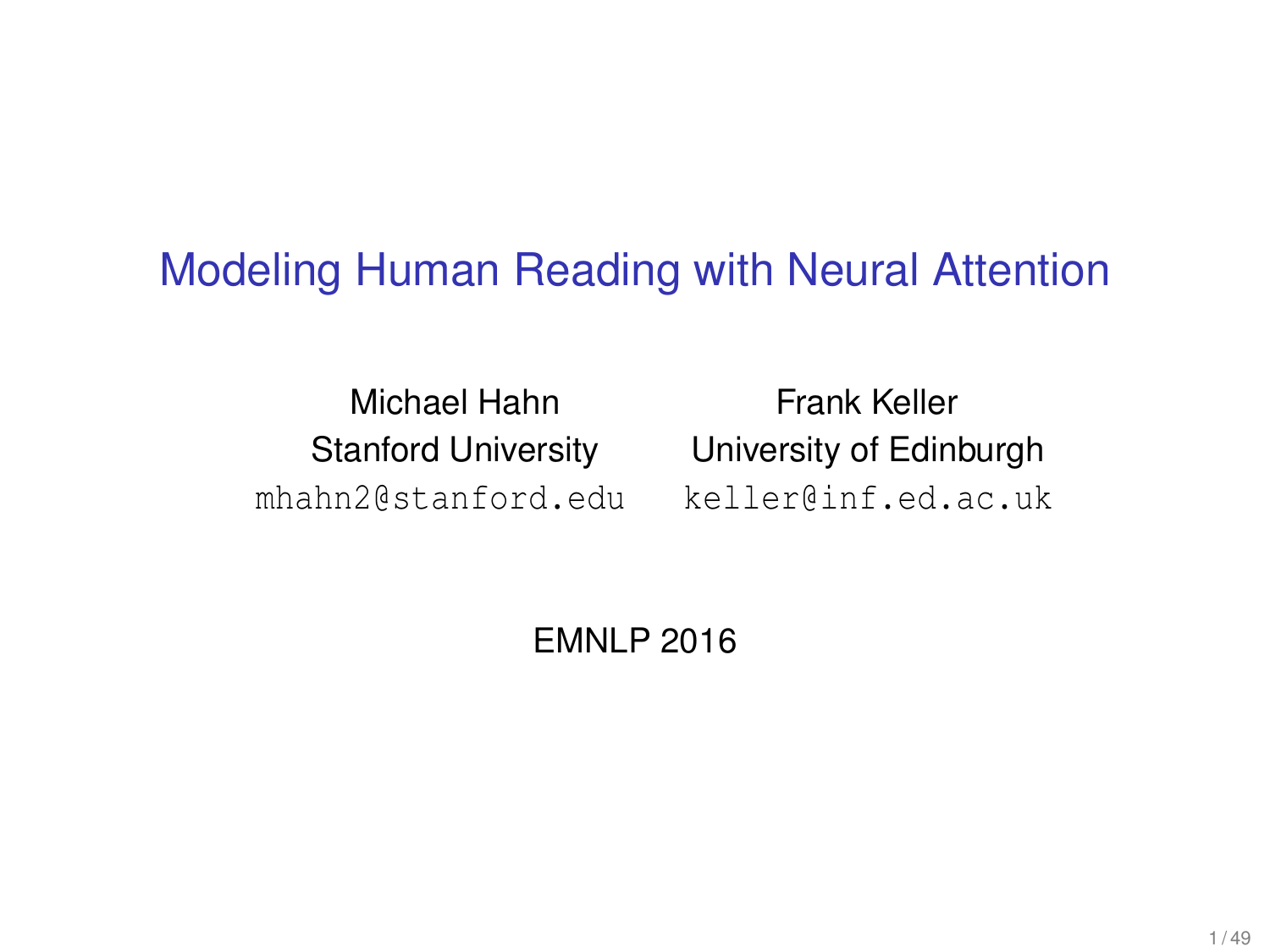# Modeling Human Reading with Neural Attention

Michael Hahn
Stanford University
mhahn2@stanford.edu

Frank Keller
University of Edinburgh
keller@inf.ed.ac.uk

EMNLP 2016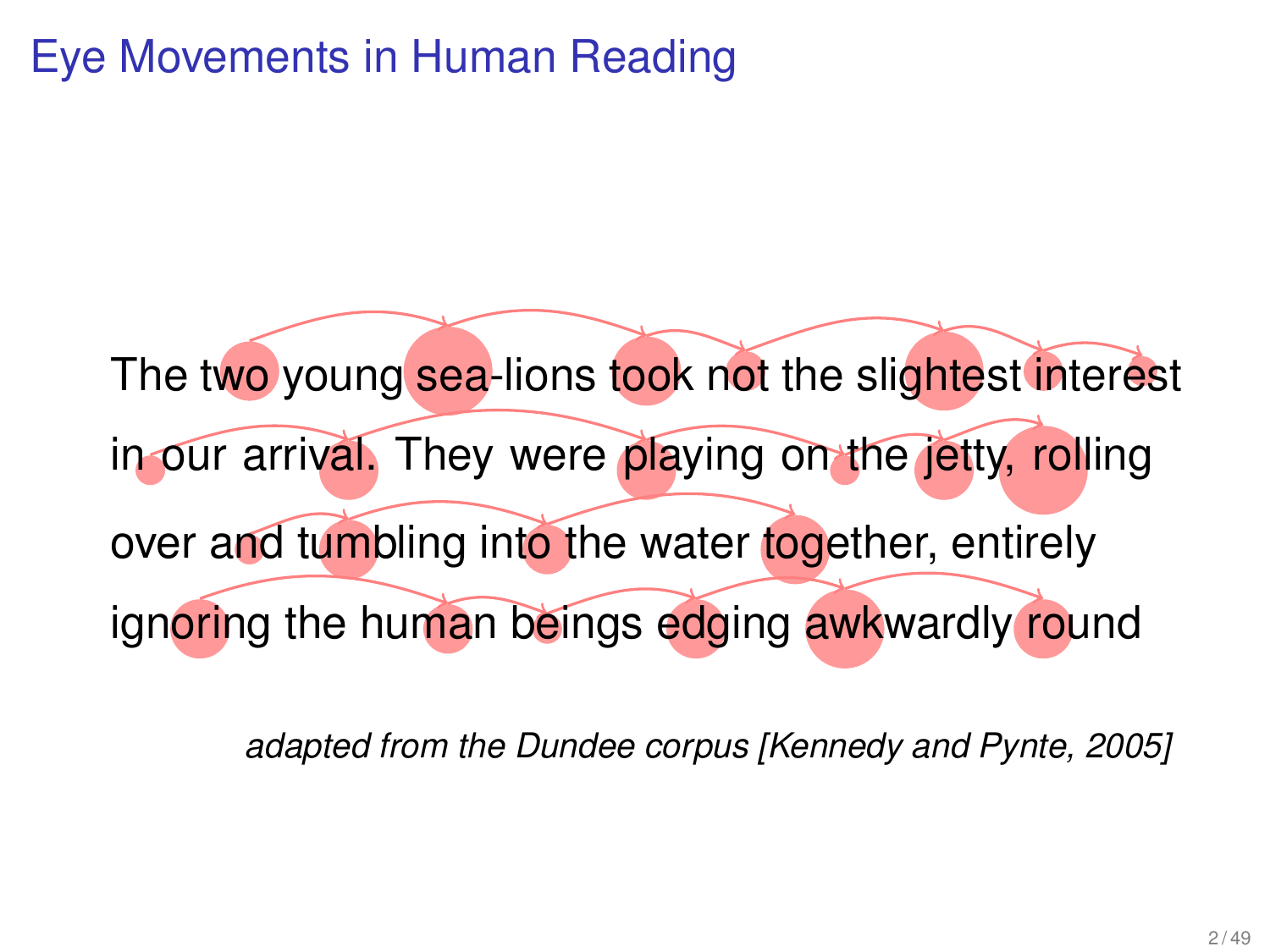# Eye Movements in Human Reading

The two young sea-lions took not the slightest interest in our arrival. They were playing on the jetty, rolling over and tumbling into the water together, entirely ignoring the human beings edging awkwardly round

*adapted from the Dundee corpus [Kennedy and Pynte, 2005]*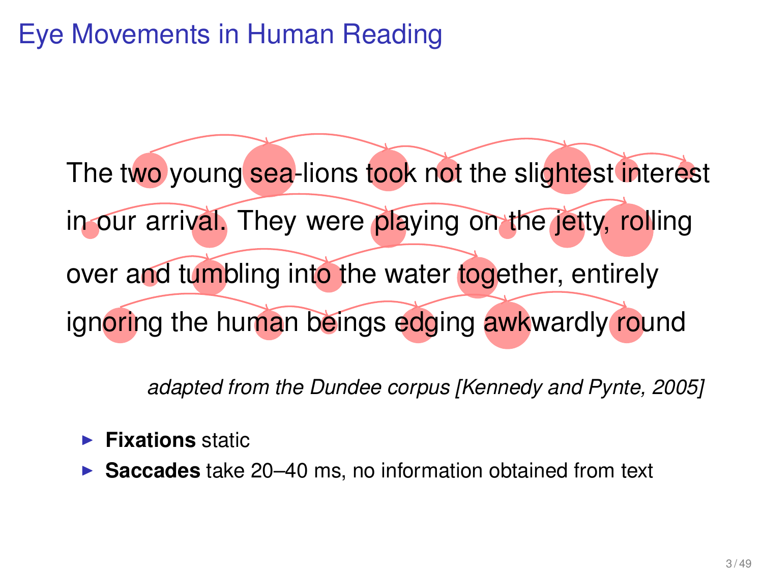# Eye Movements in Human Reading

The two young sea-lions took not the slightest interest
in our arrival. They were playing on the jetty, rolling
over and tumbling into the water together, entirely
ignoring the human beings edging awkwardly round

*adapted from the Dundee corpus [Kennedy and Pynte, 2005]*

- **Fixations** static
- **Saccades** take 20–40 ms, no information obtained from text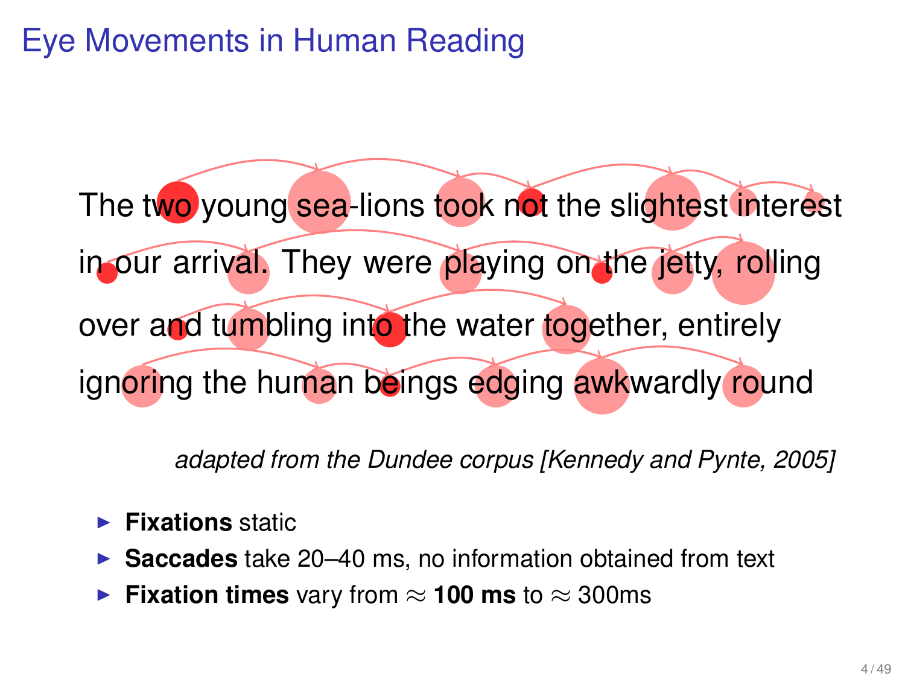# Eye Movements in Human Reading

The two young sea-lions took not the slightest interest in our arrival. They were playing on the jetty, rolling over and tumbling into the water together, entirely ignoring the human beings edging awkwardly round

*adapted from the Dundee corpus [Kennedy and Pynte, 2005]*

- **Fixations** static
- **Saccades** take 20–40 ms, no information obtained from text
- **Fixation times** vary from $\approx$ **100 ms** to $\approx$ 300ms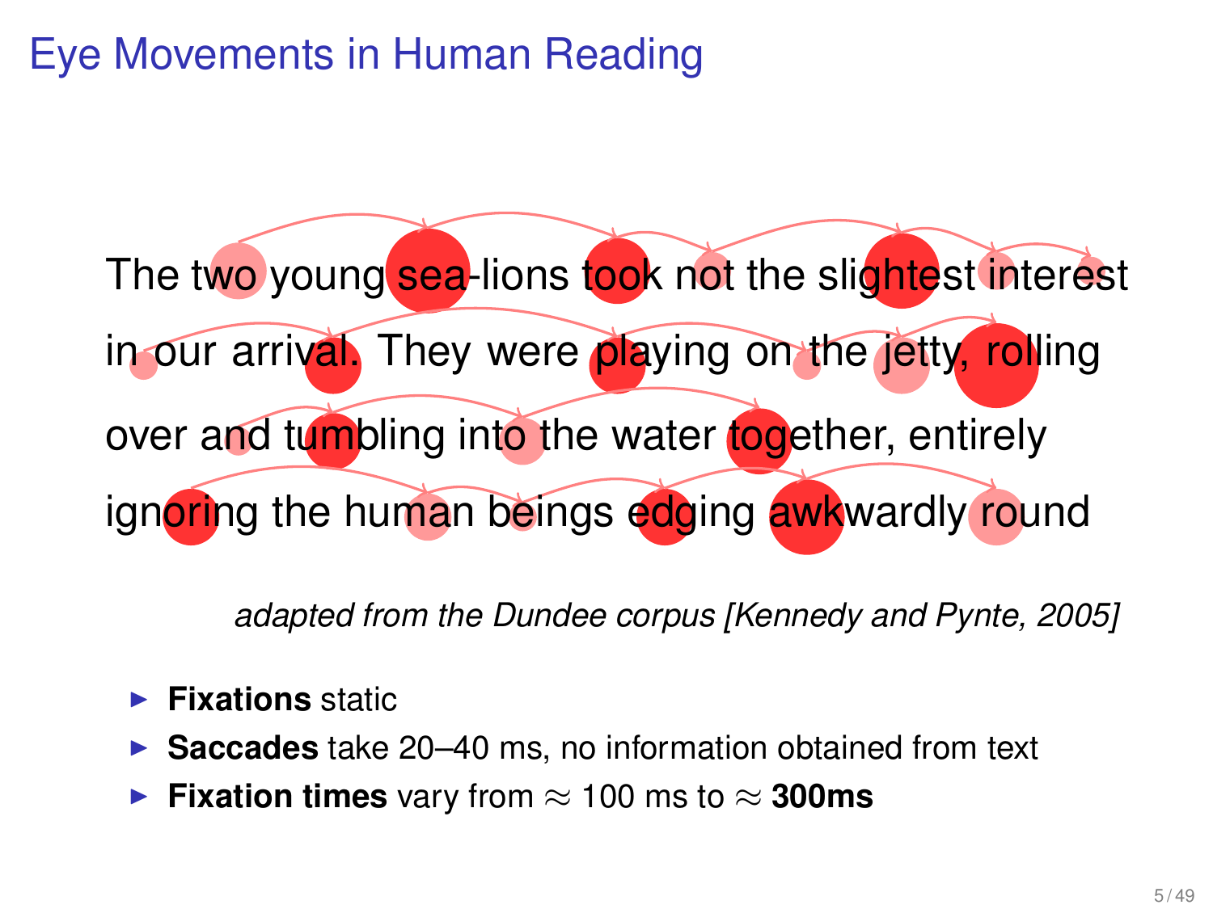# Eye Movements in Human Reading

The two young sea-lions took not the slightest interest in our arrival. They were playing on the jetty, rolling over and tumbling into the water together, entirely ignoring the human beings edging awkwardly round

*adapted from the Dundee corpus [Kennedy and Pynte, 2005]*

- **Fixations** static
- **Saccades** take 20–40 ms, no information obtained from text
- **Fixation times** vary from $\approx$ 100 ms to $\approx$ **300ms**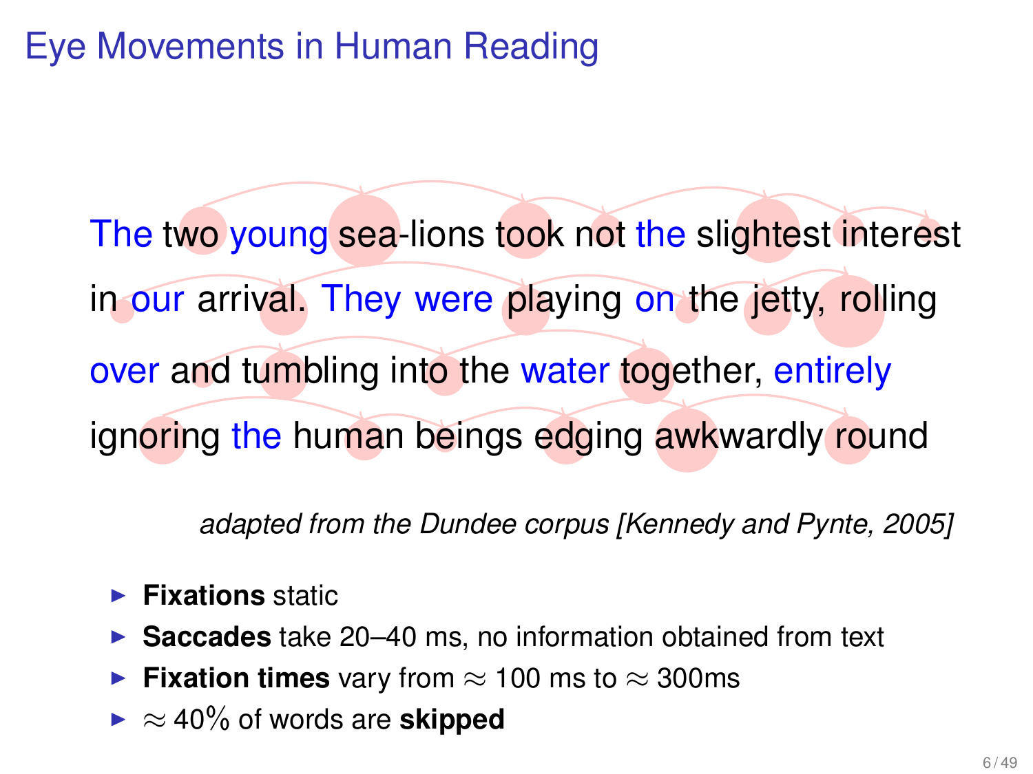# Eye Movements in Human Reading

The two young sea-lions took not the slightest interest in our arrival. They were playing on the jetty, rolling over and tumbling into the water together, entirely ignoring the human beings edging awkwardly round

*adapted from the Dundee corpus [Kennedy and Pynte, 2005]*

- **Fixations** static
- **Saccades** take 20–40 ms, no information obtained from text
- **Fixation times** vary from $\approx$ 100 ms to $\approx$ 300ms
- $\approx$ 40% of words are **skipped**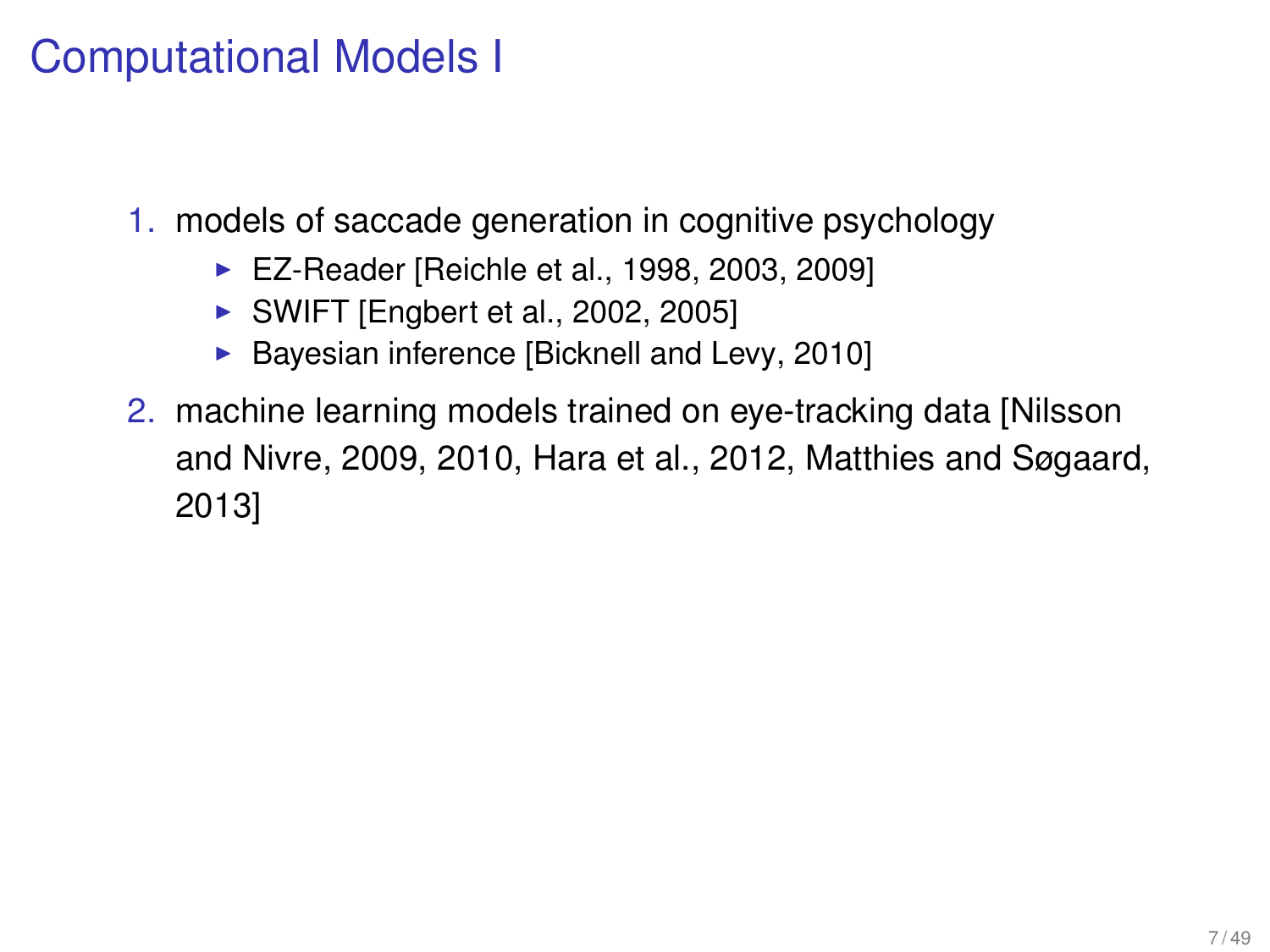# Computational Models I

1. models of saccade generation in cognitive psychology
   - EZ-Reader [Reichle et al., 1998, 2003, 2009]
   - SWIFT [Engbert et al., 2002, 2005]
   - Bayesian inference [Bicknell and Levy, 2010]
2. machine learning models trained on eye-tracking data [Nilsson and Nivre, 2009, 2010, Hara et al., 2012, Matthies and Søgaard, 2013]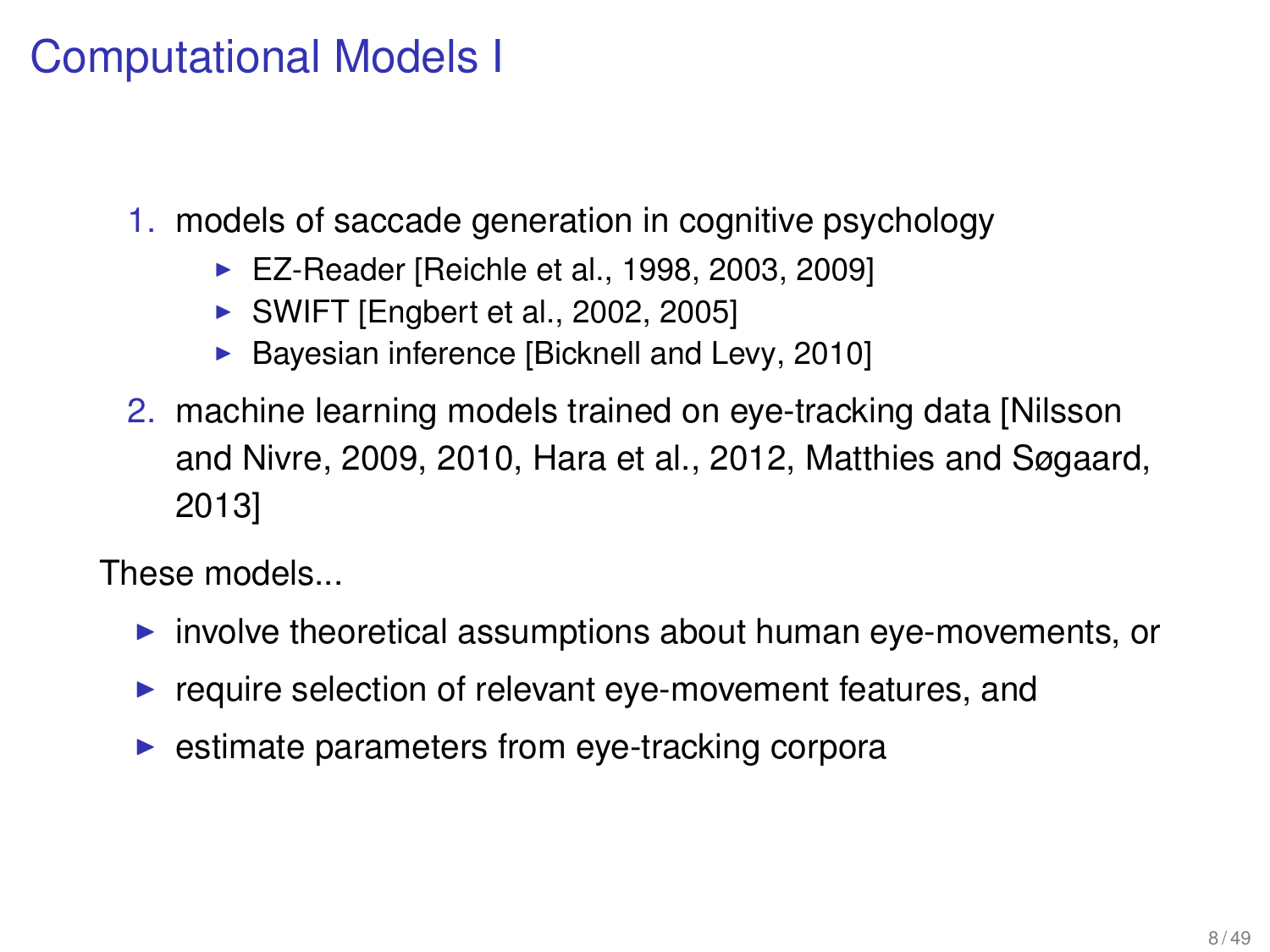# Computational Models I

1. models of saccade generation in cognitive psychology
   - EZ-Reader [Reichle et al., 1998, 2003, 2009]
   - SWIFT [Engbert et al., 2002, 2005]
   - Bayesian inference [Bicknell and Levy, 2010]
2. machine learning models trained on eye-tracking data [Nilsson and Nivre, 2009, 2010, Hara et al., 2012, Matthies and Søgaard, 2013]

These models...

- involve theoretical assumptions about human eye-movements, or
- require selection of relevant eye-movement features, and
- estimate parameters from eye-tracking corpora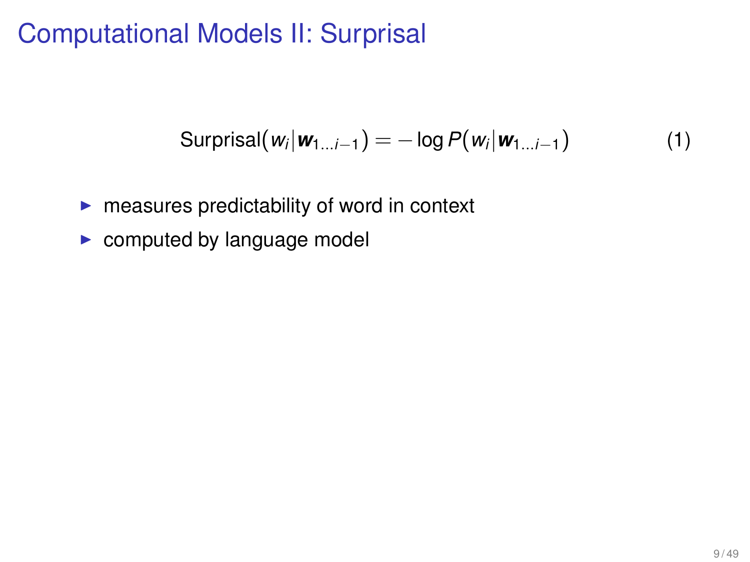# Computational Models II: Surprisal

$$\text{Surprisal}(w_i|\boldsymbol{w}_{1\ldots i-1}) = -\log P(w_i|\boldsymbol{w}_{1\ldots i-1}) \quad (1)$$

- measures predictability of word in context
- computed by language model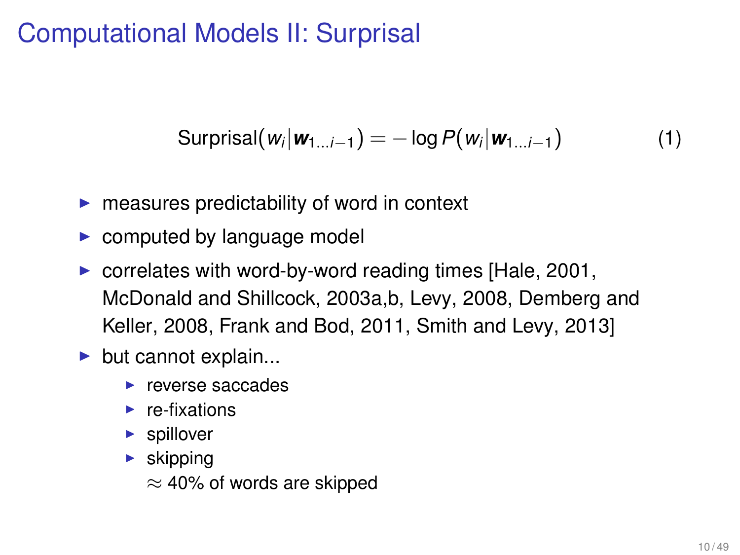# Computational Models II: Surprisal

$$\text{Surprisal}(w_i | \boldsymbol{w}_{1\ldots i-1}) = -\log P(w_i | \boldsymbol{w}_{1\ldots i-1}) \tag{1}$$

- measures predictability of word in context
- computed by language model
- correlates with word-by-word reading times [Hale, 2001, McDonald and Shillcock, 2003a,b, Levy, 2008, Demberg and Keller, 2008, Frank and Bod, 2011, Smith and Levy, 2013]
- but cannot explain...
  - reverse saccades
  - re-fixations
  - spillover
  - skipping
    $\approx$ 40% of words are skipped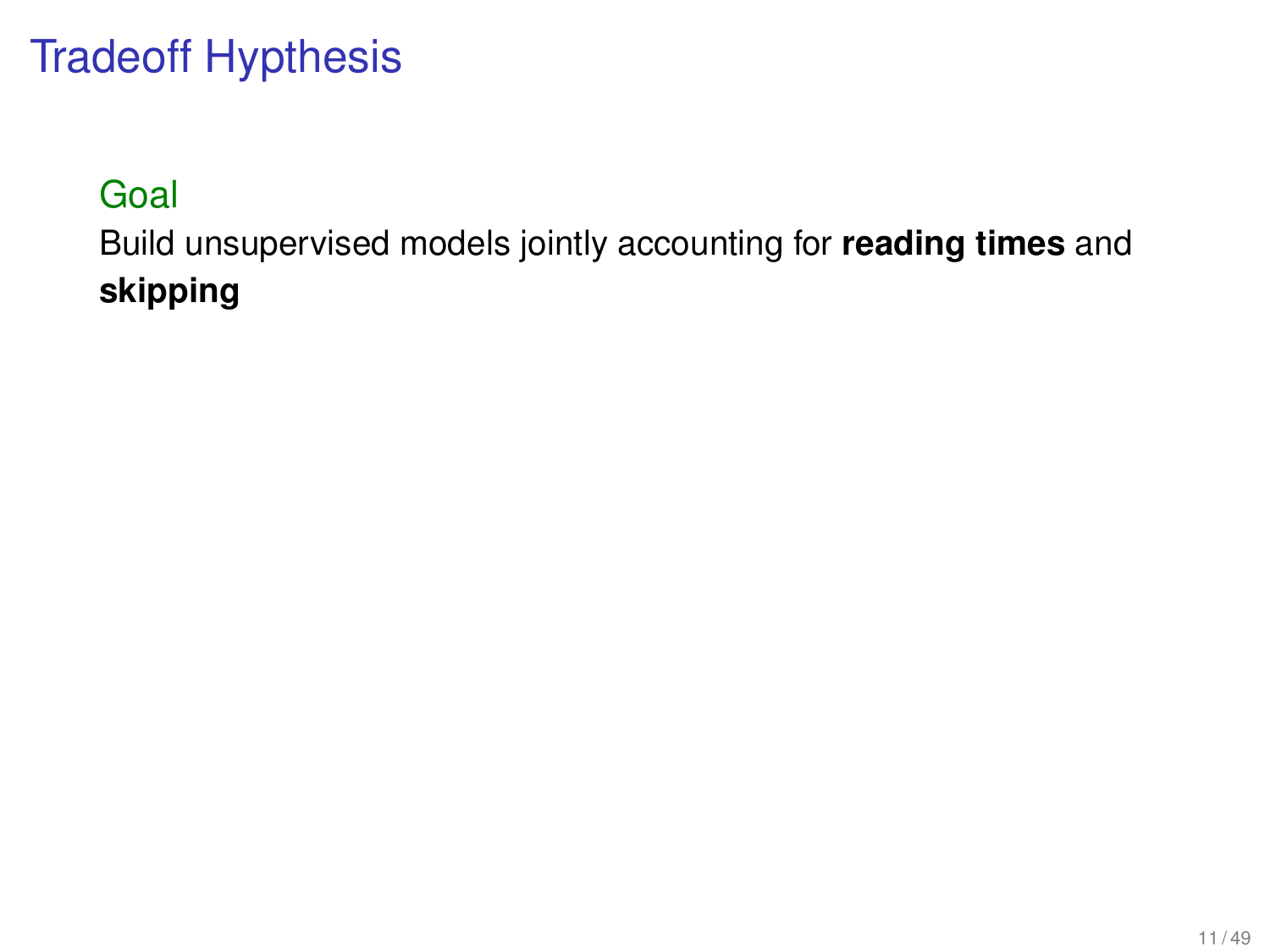# Tradeoff Hypthesis

### Goal

Build unsupervised models jointly accounting for **reading times** and **skipping**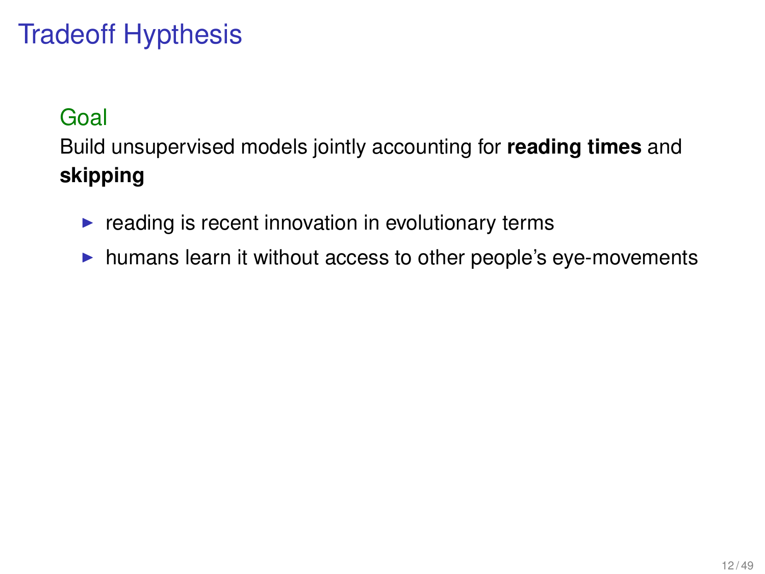# Tradeoff Hypthesis

### Goal

Build unsupervised models jointly accounting for **reading times** and **skipping**

- reading is recent innovation in evolutionary terms
- humans learn it without access to other people's eye-movements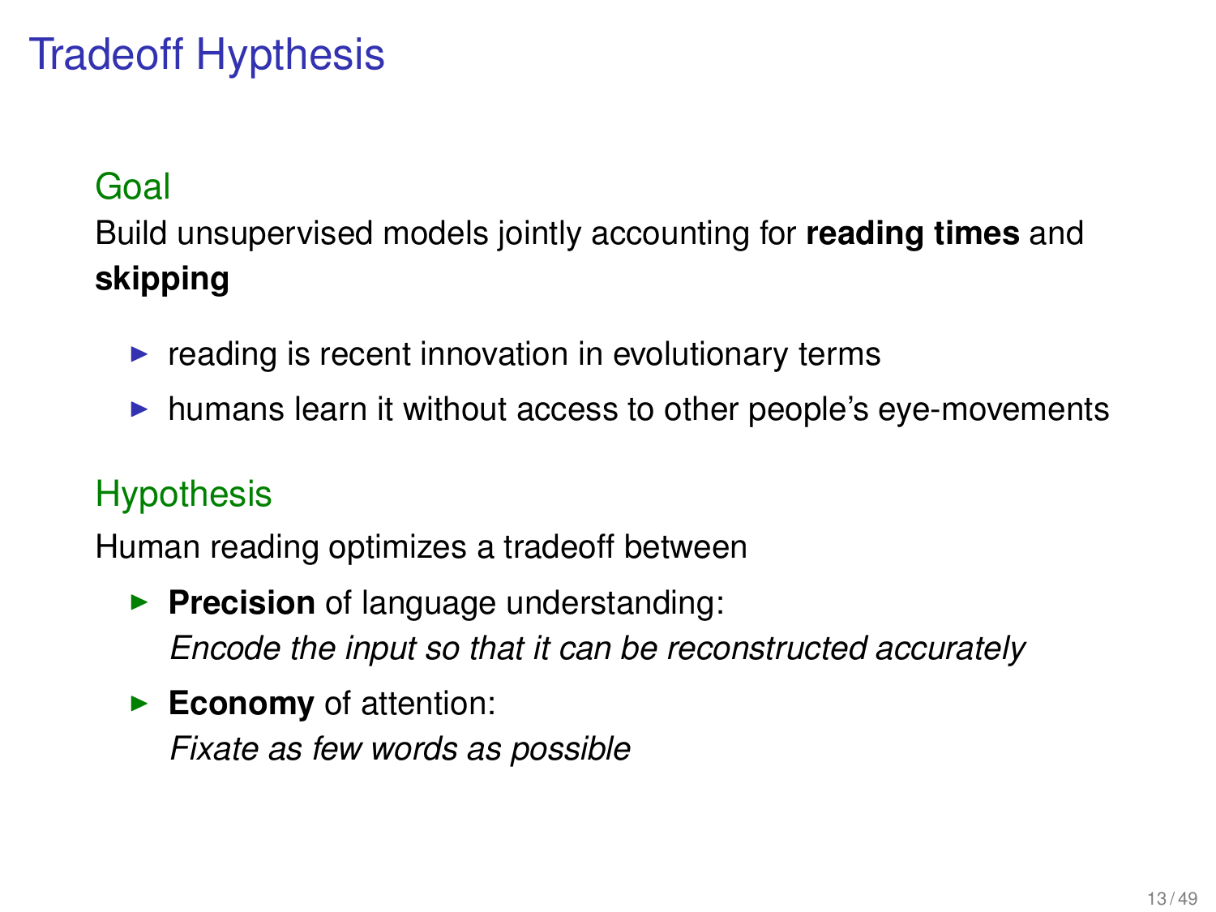# Tradeoff Hypthesis

## Goal

Build unsupervised models jointly accounting for **reading times** and **skipping**

- reading is recent innovation in evolutionary terms
- humans learn it without access to other people's eye-movements

## Hypothesis

Human reading optimizes a tradeoff between

- **Precision** of language understanding:
  *Encode the input so that it can be reconstructed accurately*
- **Economy** of attention:
  *Fixate as few words as possible*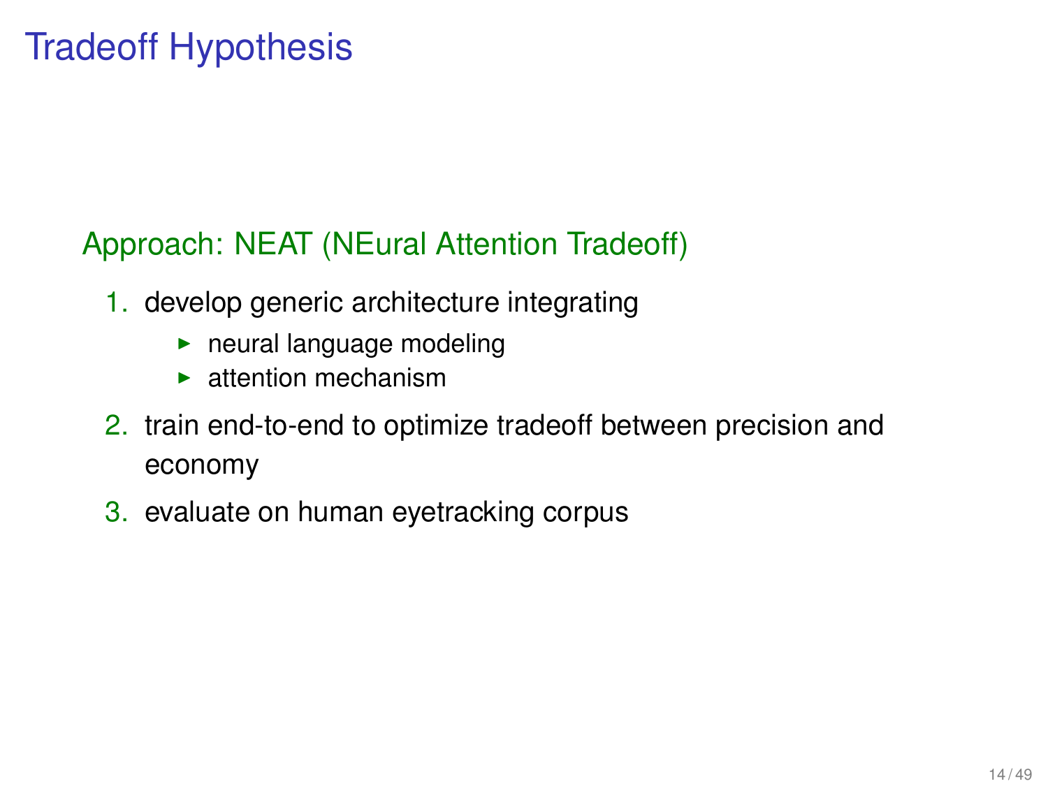# Tradeoff Hypothesis

## Approach: NEAT (NEural Attention Tradeoff)

1. develop generic architecture integrating
   - neural language modeling
   - attention mechanism
2. train end-to-end to optimize tradeoff between precision and economy
3. evaluate on human eyetracking corpus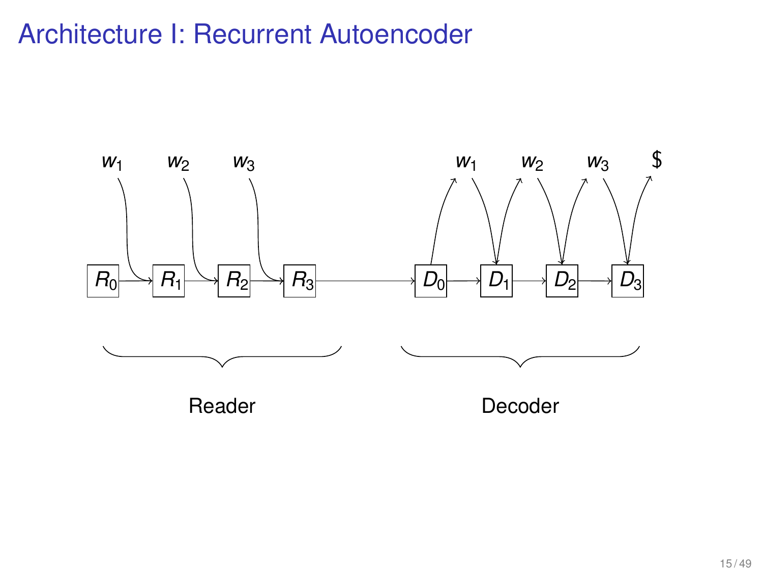# Architecture I: Recurrent Autoencoder

$w_1$ $w_2$ $w_3$ $w_1$ $w_2$ $w_3$ \$

$R_0$ $R_1$ $R_2$ $R_3$ $D_0$ $D_1$ $D_2$ $D_3$

Reader Decoder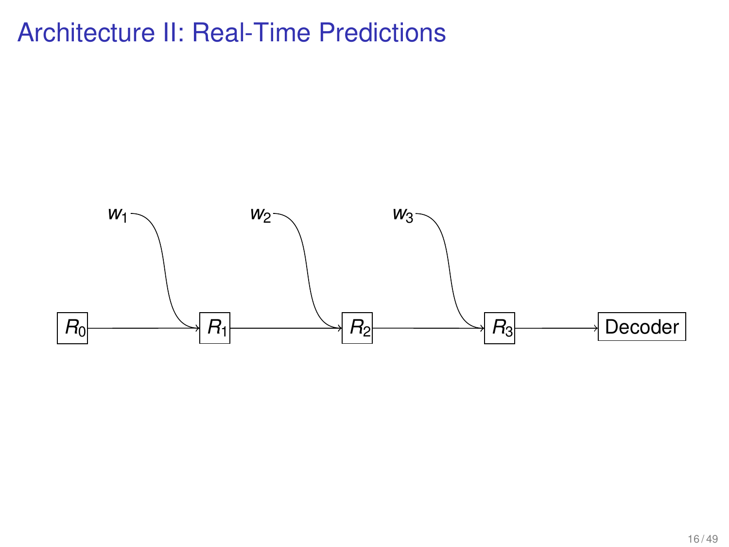# Architecture II: Real-Time Predictions

$w_1$ $w_2$ $w_3$

$R_0$ → $R_1$ → $R_2$ → $R_3$ → Decoder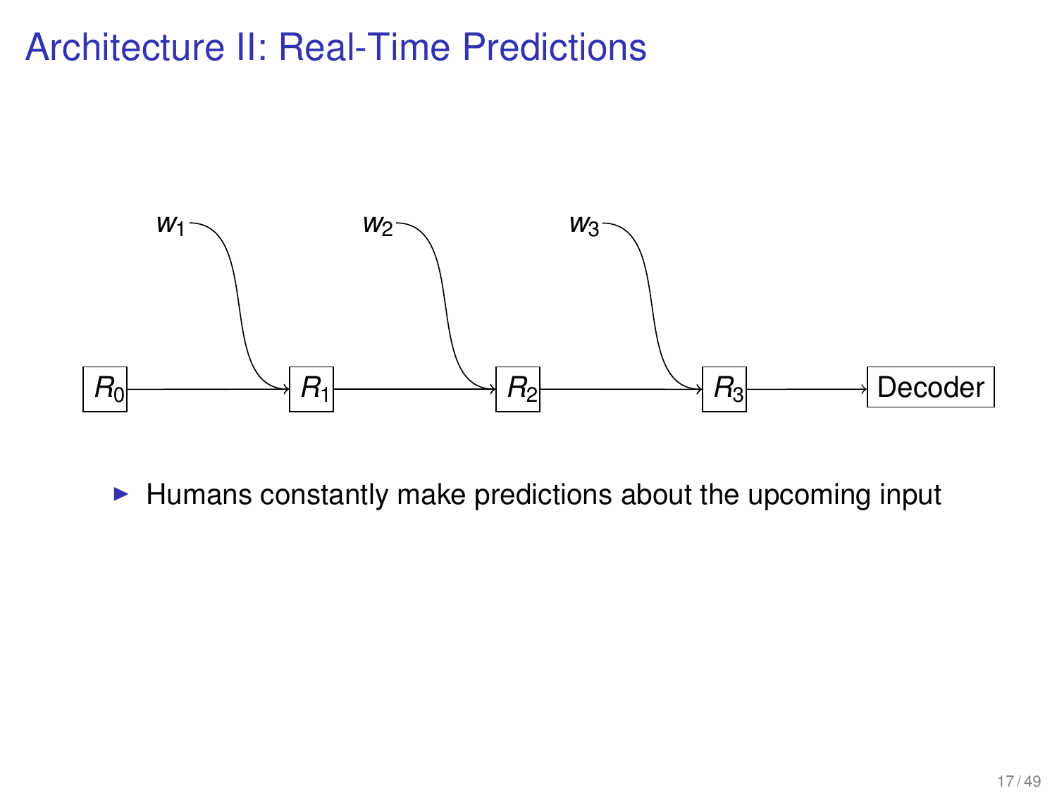# Architecture II: Real-Time Predictions

$w_1$ $w_2$ $w_3$

$R_0$ → $R_1$ → $R_2$ → $R_3$ → Decoder

- Humans constantly make predictions about the upcoming input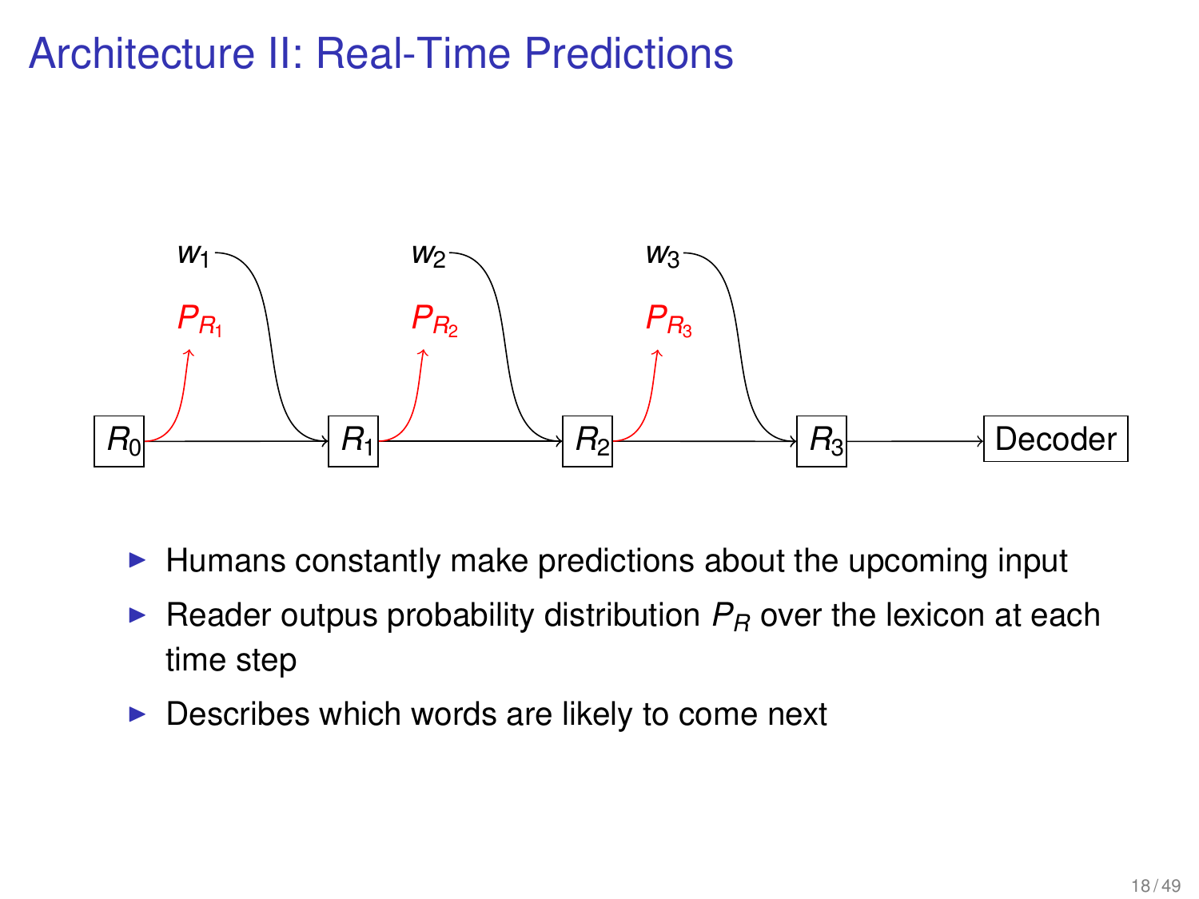# Architecture II: Real-Time Predictions

- Humans constantly make predictions about the upcoming input
- Reader outpus probability distribution $P_R$ over the lexicon at each time step
- Describes which words are likely to come next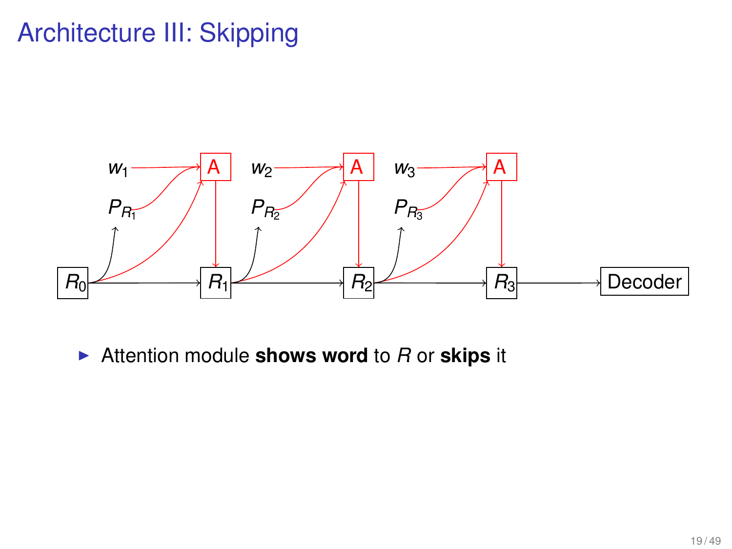# Architecture III: Skipping

- Attention module **shows word** to $R$ or **skips** it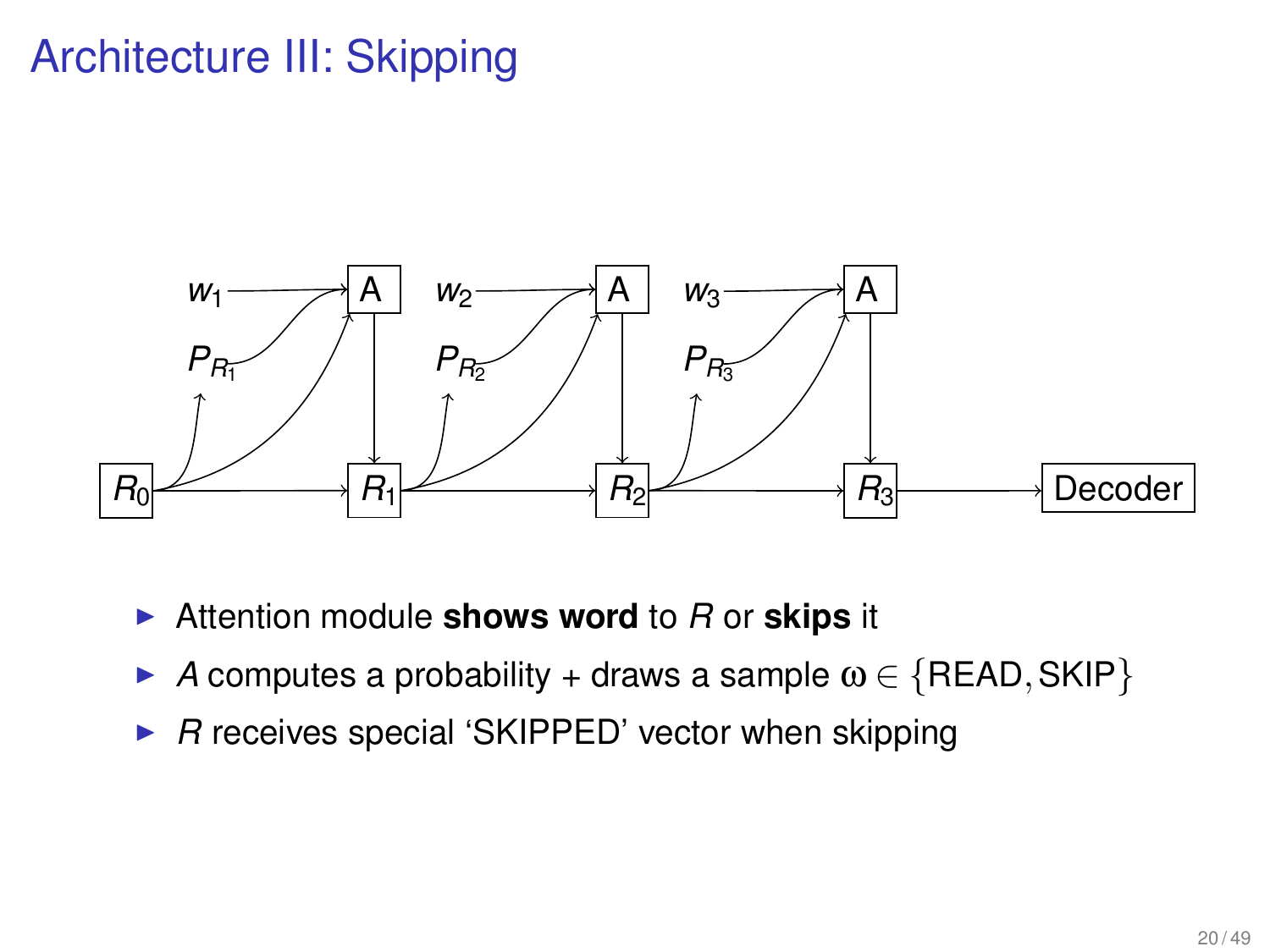# Architecture III: Skipping

- Attention module **shows word** to $R$ or **skips** it
- $A$ computes a probability + draws a sample $\omega \in \{\text{READ}, \text{SKIP}\}$
- $R$ receives special 'SKIPPED' vector when skipping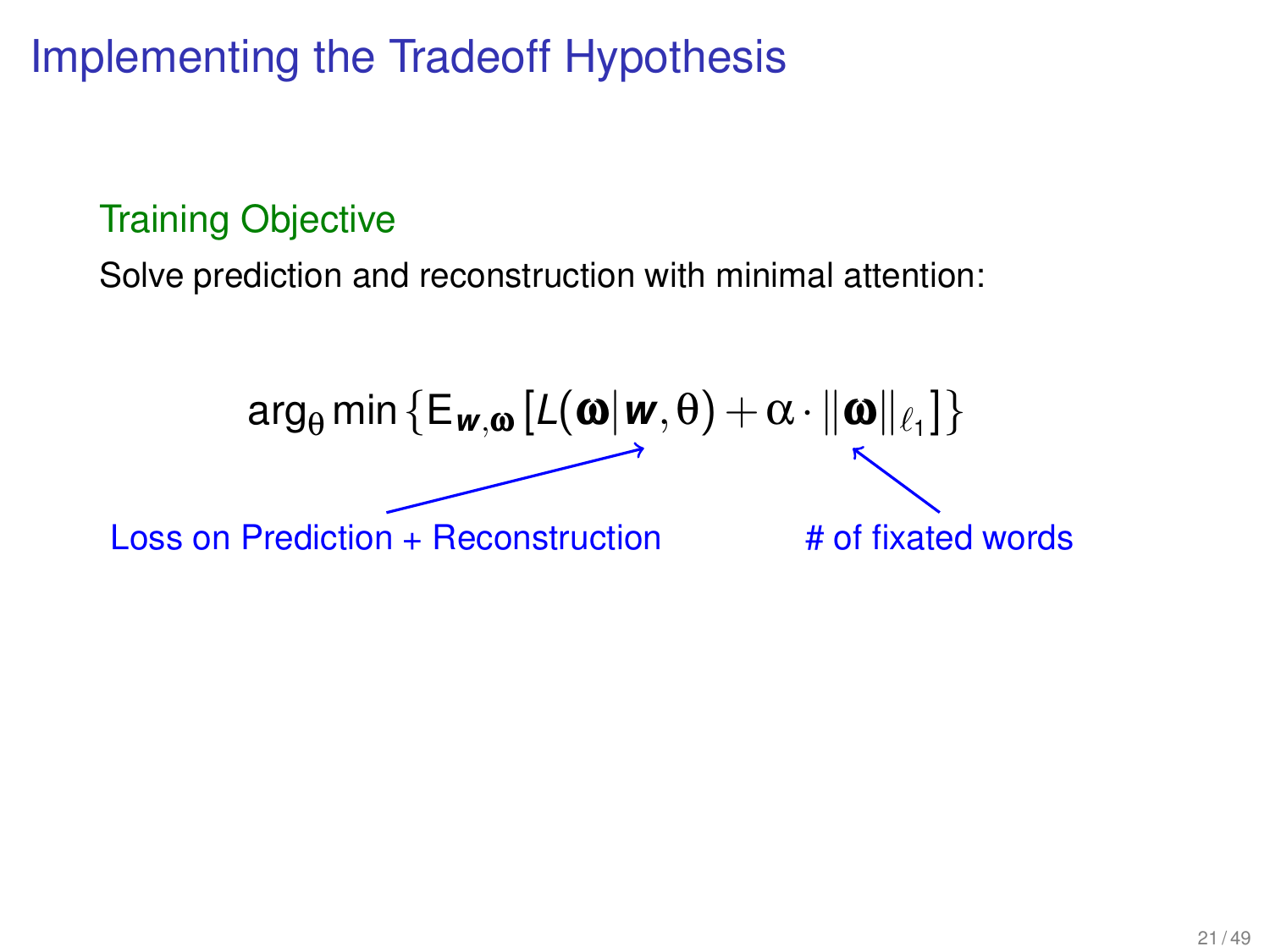# Implementing the Tradeoff Hypothesis

## Training Objective

Solve prediction and reconstruction with minimal attention:

$$\arg_{\theta} \min \left\{ \mathrm{E}_{\boldsymbol{w},\boldsymbol{\omega}} \left[ L(\boldsymbol{\omega} | \boldsymbol{w}, \theta) + \alpha \cdot \|\boldsymbol{\omega}\|_{\ell_1} \right] \right\}$$

Loss on Prediction + Reconstruction → $L(\boldsymbol{\omega} | \boldsymbol{w}, \theta)$

# of fixated words → $\|\boldsymbol{\omega}\|_{\ell_1}$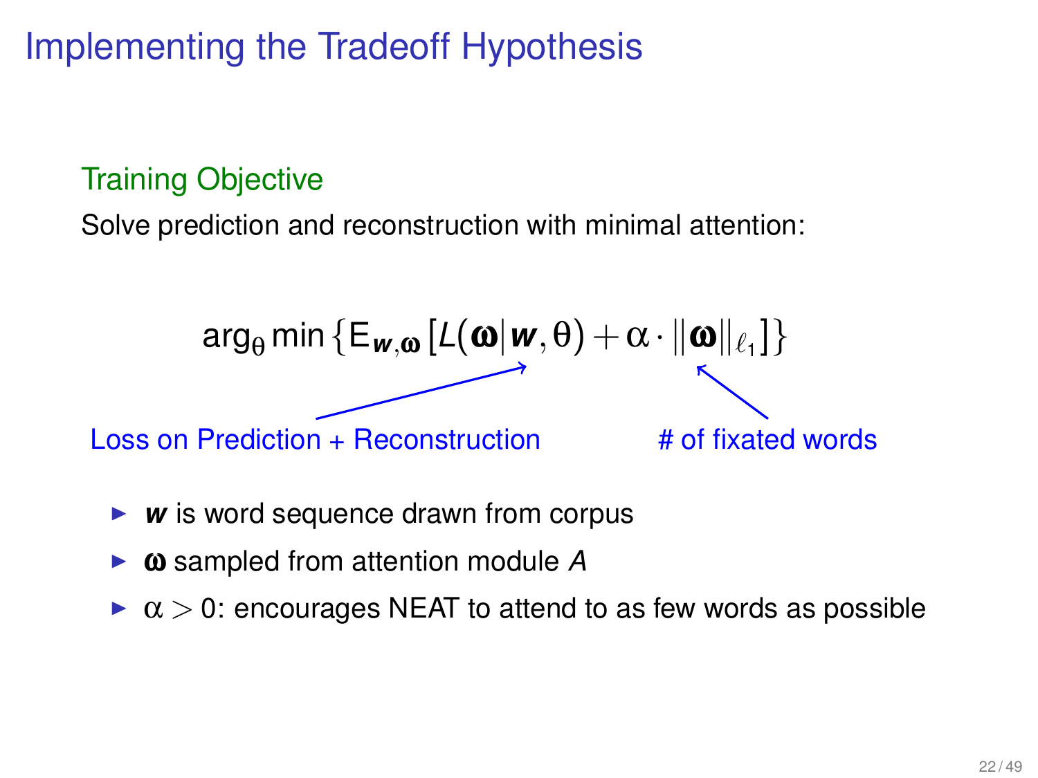# Implementing the Tradeoff Hypothesis

### Training Objective

Solve prediction and reconstruction with minimal attention:

$$\arg_\theta \min \{ E_{\boldsymbol{w},\boldsymbol{\omega}} [ L(\boldsymbol{\omega} | \boldsymbol{w}, \theta) + \alpha \cdot \|\boldsymbol{\omega}\|_{\ell_1} ] \}$$

Loss on Prediction + Reconstruction (annotating $L(\boldsymbol{\omega} | \boldsymbol{w}, \theta)$)

# of fixated words (annotating $\|\boldsymbol{\omega}\|_{\ell_1}$)

- $\boldsymbol{w}$ is word sequence drawn from corpus
- $\boldsymbol{\omega}$ sampled from attention module $A$
- $\alpha > 0$: encourages NEAT to attend to as few words as possible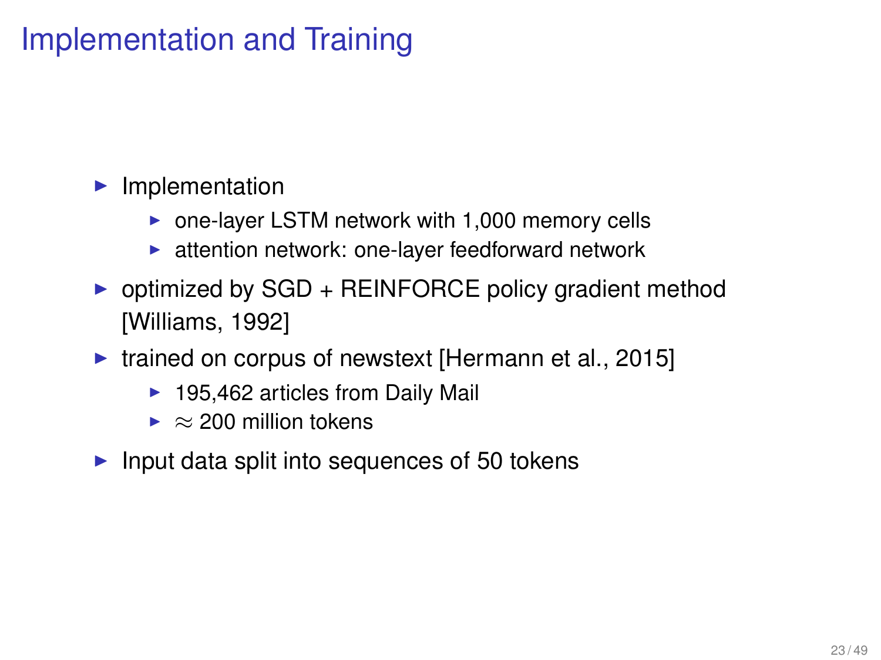# Implementation and Training

- Implementation
  - one-layer LSTM network with 1,000 memory cells
  - attention network: one-layer feedforward network
- optimized by SGD + REINFORCE policy gradient method [Williams, 1992]
- trained on corpus of newstext [Hermann et al., 2015]
  - 195,462 articles from Daily Mail
  - $\approx$ 200 million tokens
- Input data split into sequences of 50 tokens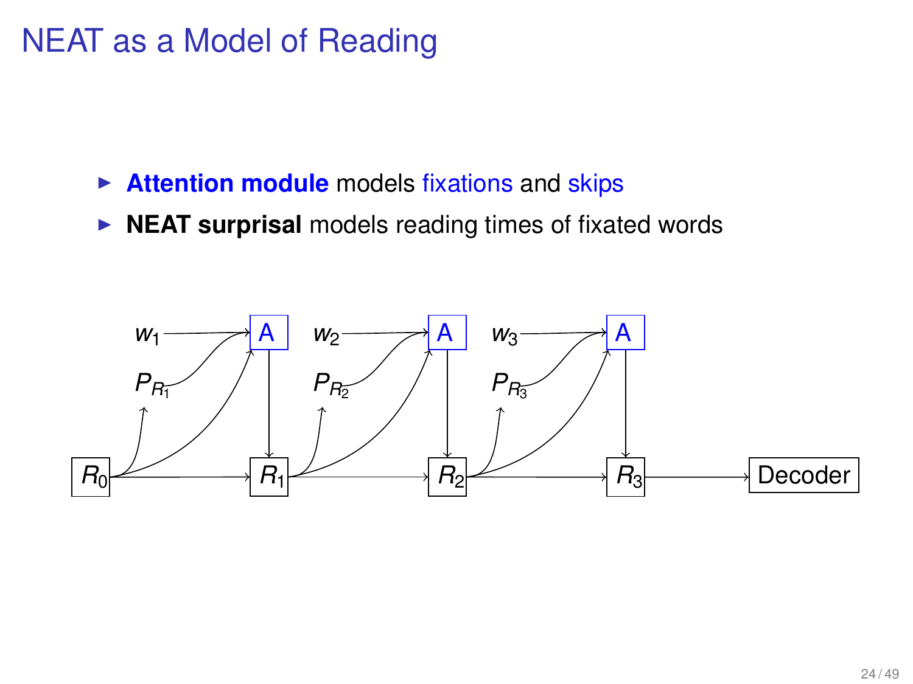# NEAT as a Model of Reading

- **Attention module** models fixations and skips
- **NEAT surprisal** models reading times of fixated words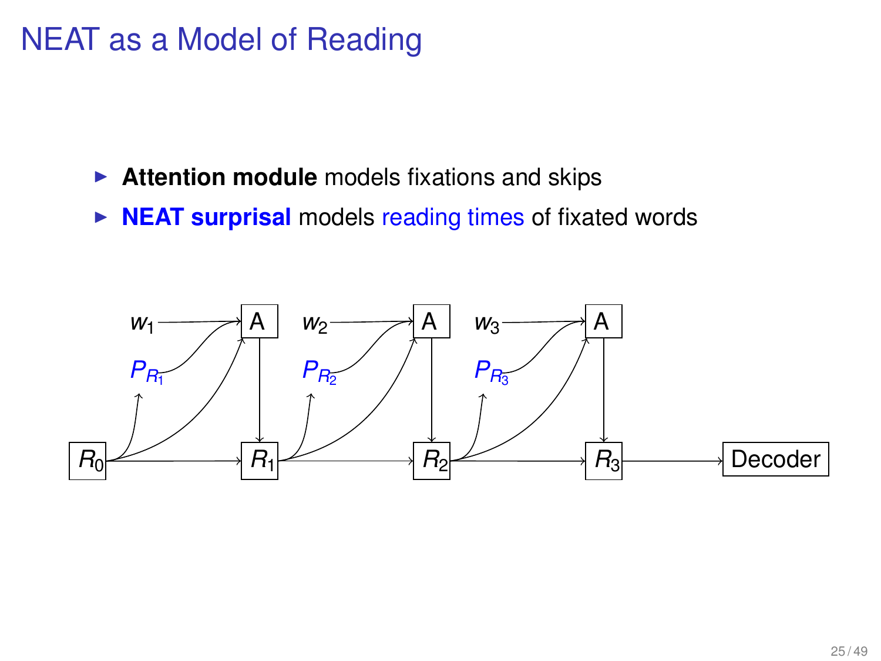# NEAT as a Model of Reading

- **Attention module** models fixations and skips
- **NEAT surprisal** models reading times of fixated words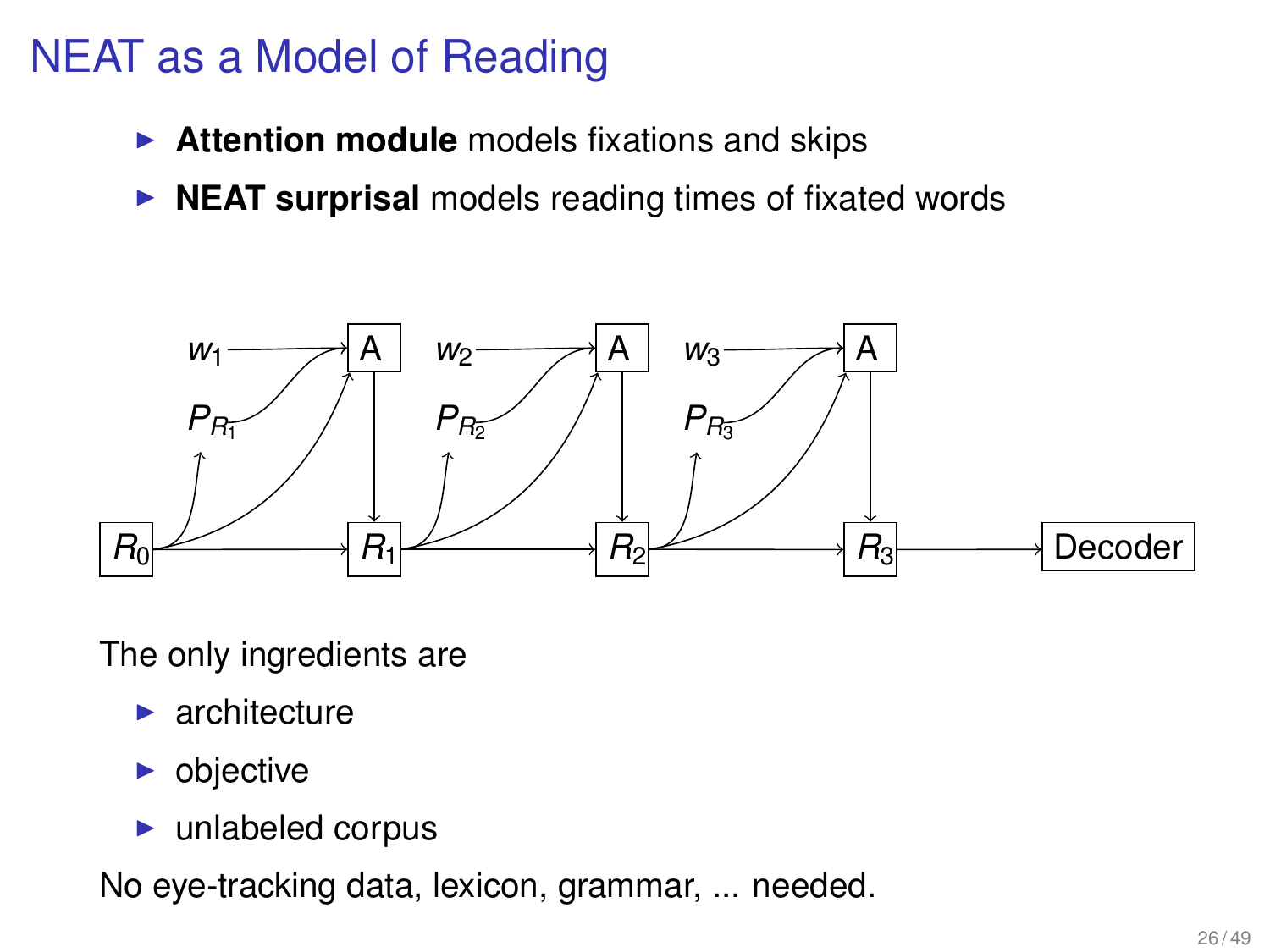# NEAT as a Model of Reading

- **Attention module** models fixations and skips
- **NEAT surprisal** models reading times of fixated words

The only ingredients are

- architecture
- objective
- unlabeled corpus

No eye-tracking data, lexicon, grammar, ... needed.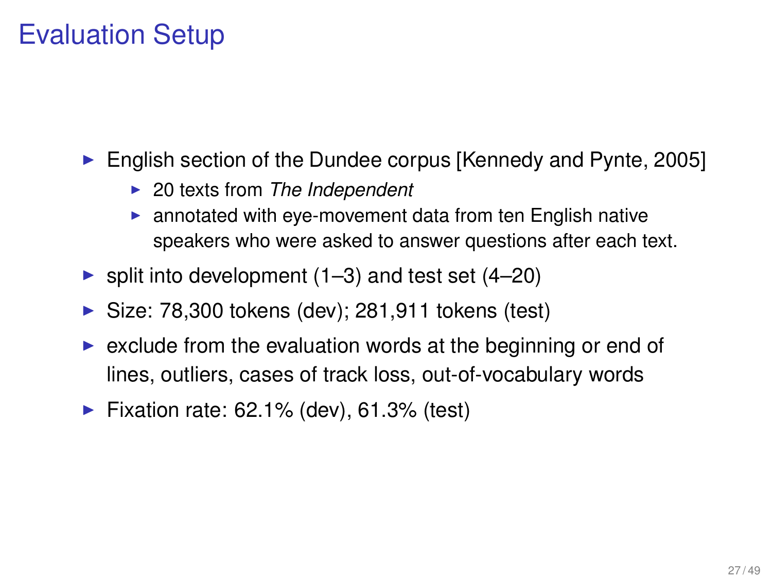# Evaluation Setup

- English section of the Dundee corpus [Kennedy and Pynte, 2005]
  - 20 texts from *The Independent*
  - annotated with eye-movement data from ten English native speakers who were asked to answer questions after each text.
- split into development (1–3) and test set (4–20)
- Size: 78,300 tokens (dev); 281,911 tokens (test)
- exclude from the evaluation words at the beginning or end of lines, outliers, cases of track loss, out-of-vocabulary words
- Fixation rate: 62.1% (dev), 61.3% (test)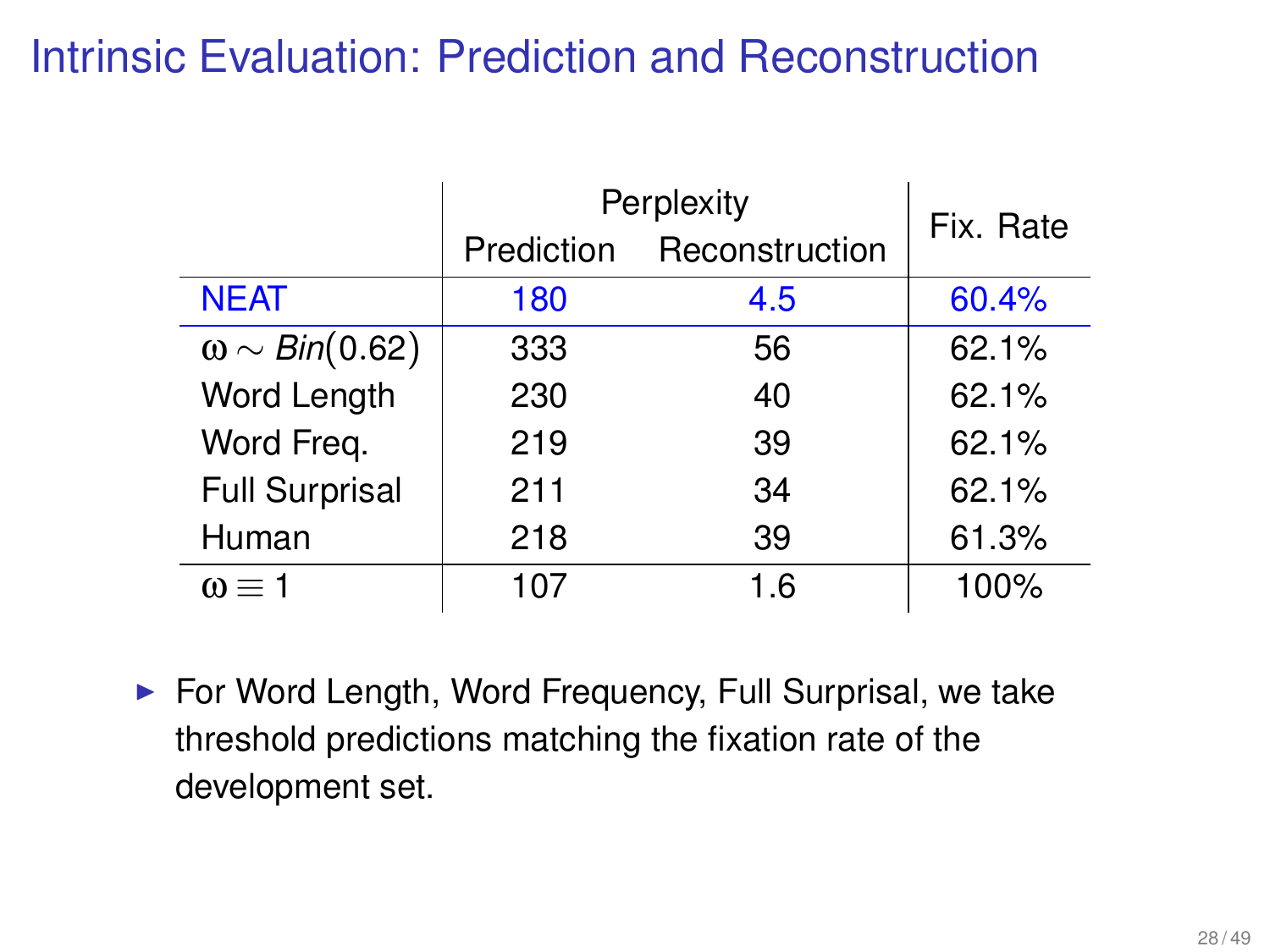# Intrinsic Evaluation: Prediction and Reconstruction

| | Perplexity | | Fix. Rate |
|---|---|---|---|
| | Prediction | Reconstruction | |
| NEAT | 180 | 4.5 | 60.4% |
| $\omega \sim Bin(0.62)$ | 333 | 56 | 62.1% |
| Word Length | 230 | 40 | 62.1% |
| Word Freq. | 219 | 39 | 62.1% |
| Full Surprisal | 211 | 34 | 62.1% |
| Human | 218 | 39 | 61.3% |
| $\omega \equiv 1$ | 107 | 1.6 | 100% |

- For Word Length, Word Frequency, Full Surprisal, we take threshold predictions matching the fixation rate of the development set.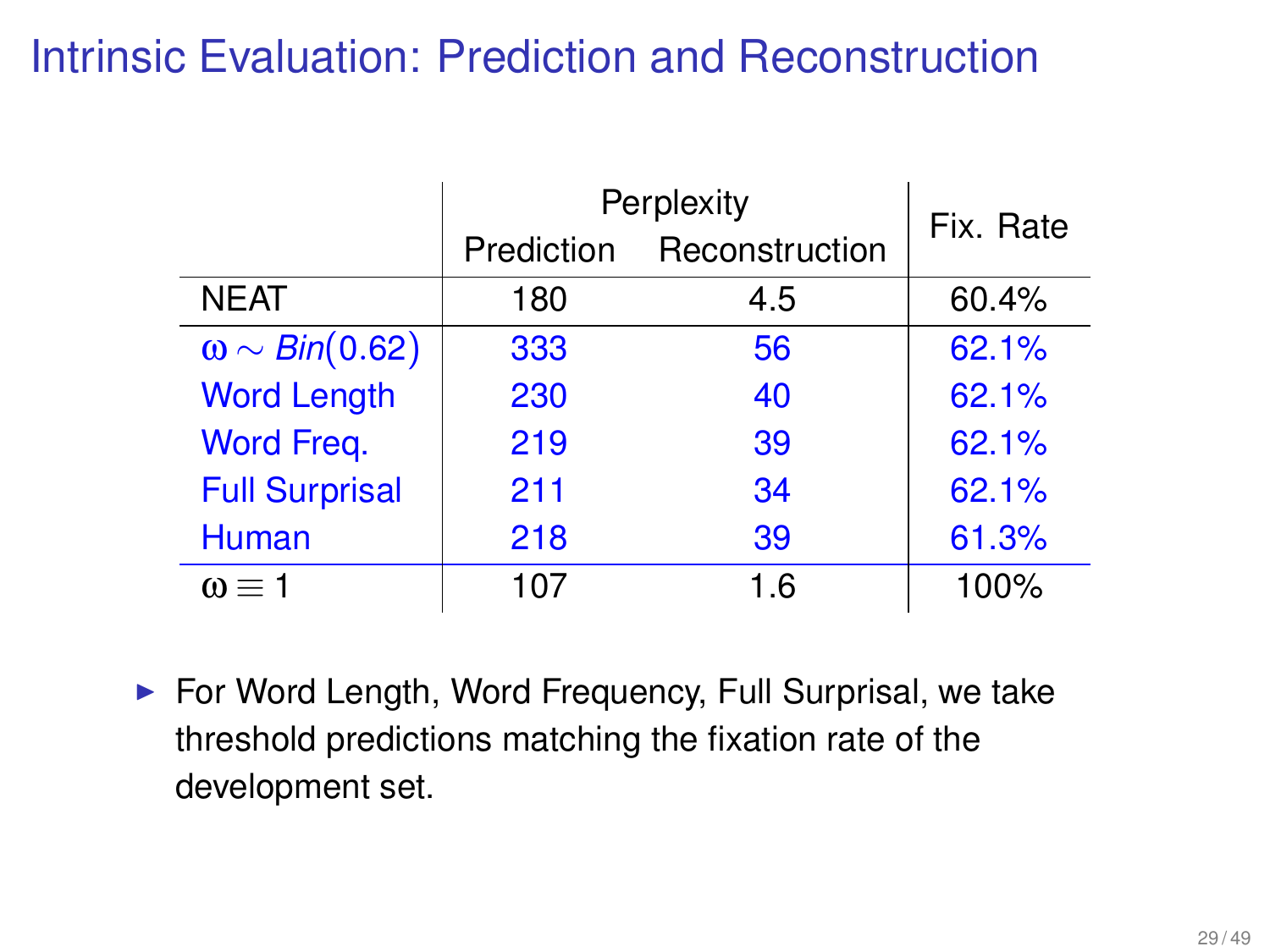# Intrinsic Evaluation: Prediction and Reconstruction

| | Perplexity | | Fix. Rate |
|---|---|---|---|
| | Prediction | Reconstruction | |
| NEAT | 180 | 4.5 | 60.4% |
| $\omega \sim \mathit{Bin}(0.62)$ | 333 | 56 | 62.1% |
| Word Length | 230 | 40 | 62.1% |
| Word Freq. | 219 | 39 | 62.1% |
| Full Surprisal | 211 | 34 | 62.1% |
| Human | 218 | 39 | 61.3% |
| $\omega \equiv 1$ | 107 | 1.6 | 100% |

- For Word Length, Word Frequency, Full Surprisal, we take threshold predictions matching the fixation rate of the development set.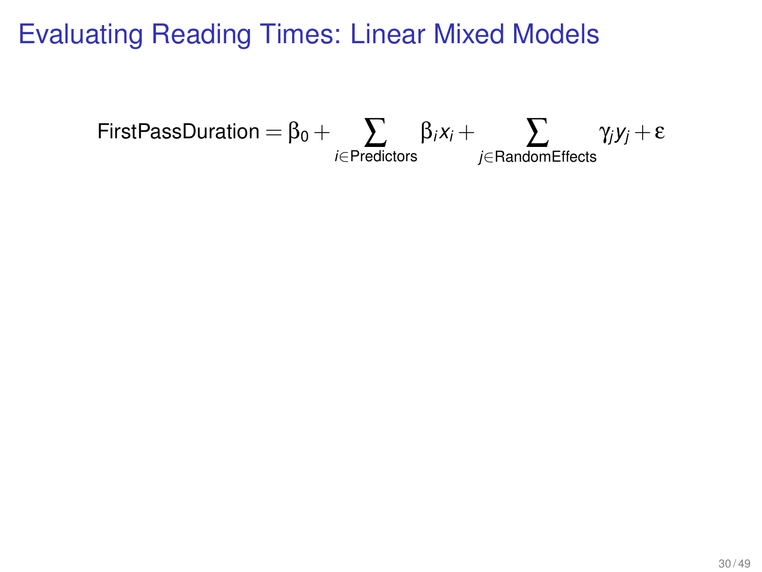# Evaluating Reading Times: Linear Mixed Models

$$\text{FirstPassDuration} = \beta_0 + \sum_{i \in \text{Predictors}} \beta_i x_i + \sum_{j \in \text{RandomEffects}} \gamma_j y_j + \varepsilon$$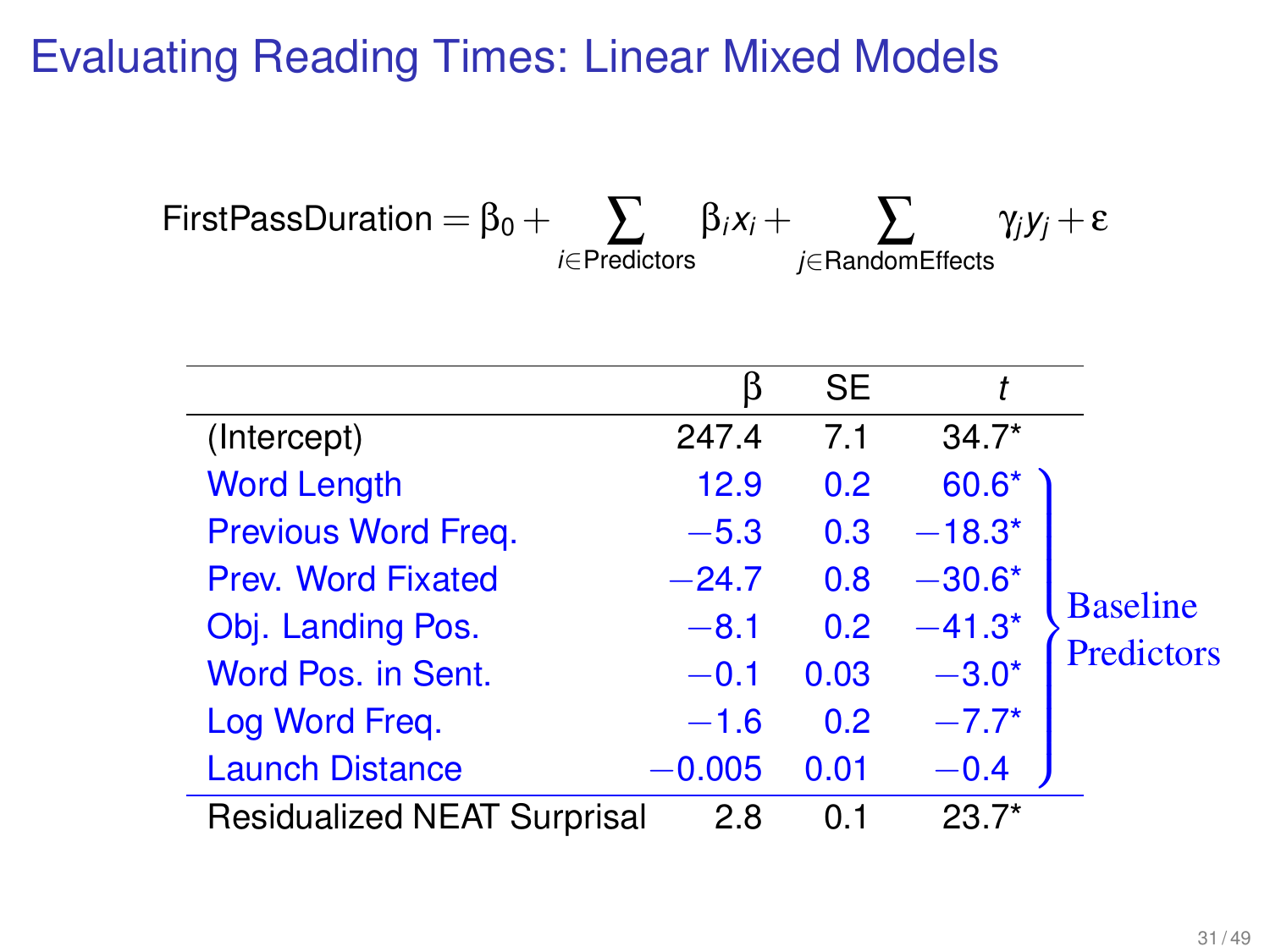# Evaluating Reading Times: Linear Mixed Models

$$\text{FirstPassDuration} = \beta_0 + \sum_{i \in \text{Predictors}} \beta_i x_i + \sum_{j \in \text{RandomEffects}} \gamma_j y_j + \varepsilon$$

| | $\beta$ | SE | $t$ | |
|---|---|---|---|---|
| (Intercept) | 247.4 | 7.1 | 34.7* | |
| Word Length | 12.9 | 0.2 | 60.6* | Baseline Predictors |
| Previous Word Freq. | −5.3 | 0.3 | −18.3* | |
| Prev. Word Fixated | −24.7 | 0.8 | −30.6* | |
| Obj. Landing Pos. | −8.1 | 0.2 | −41.3* | |
| Word Pos. in Sent. | −0.1 | 0.03 | −3.0* | |
| Log Word Freq. | −1.6 | 0.2 | −7.7* | |
| Launch Distance | −0.005 | 0.01 | −0.4 | |
| Residualized NEAT Surprisal | 2.8 | 0.1 | 23.7* | |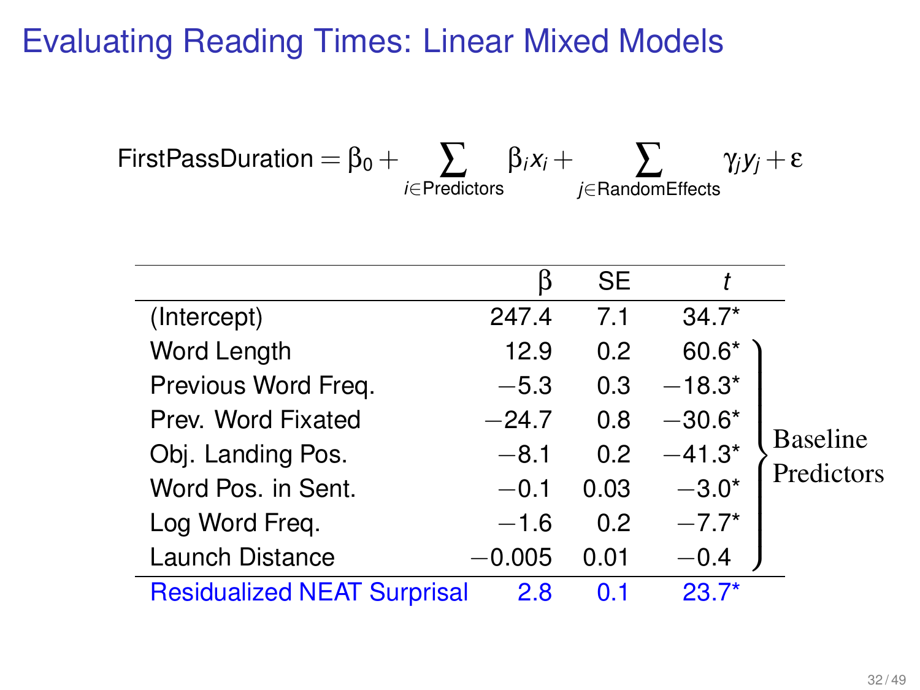# Evaluating Reading Times: Linear Mixed Models

$$\text{FirstPassDuration} = \beta_0 + \sum_{i \in \text{Predictors}} \beta_i x_i + \sum_{j \in \text{RandomEffects}} \gamma_j y_j + \varepsilon$$

| | $\beta$ | SE | $t$ | |
|---|---|---|---|---|
| (Intercept) | 247.4 | 7.1 | 34.7* | |
| Word Length | 12.9 | 0.2 | 60.6* | Baseline Predictors |
| Previous Word Freq. | −5.3 | 0.3 | −18.3* | Baseline Predictors |
| Prev. Word Fixated | −24.7 | 0.8 | −30.6* | Baseline Predictors |
| Obj. Landing Pos. | −8.1 | 0.2 | −41.3* | Baseline Predictors |
| Word Pos. in Sent. | −0.1 | 0.03 | −3.0* | Baseline Predictors |
| Log Word Freq. | −1.6 | 0.2 | −7.7* | Baseline Predictors |
| Launch Distance | −0.005 | 0.01 | −0.4 | Baseline Predictors |
| Residualized NEAT Surprisal | 2.8 | 0.1 | 23.7* | |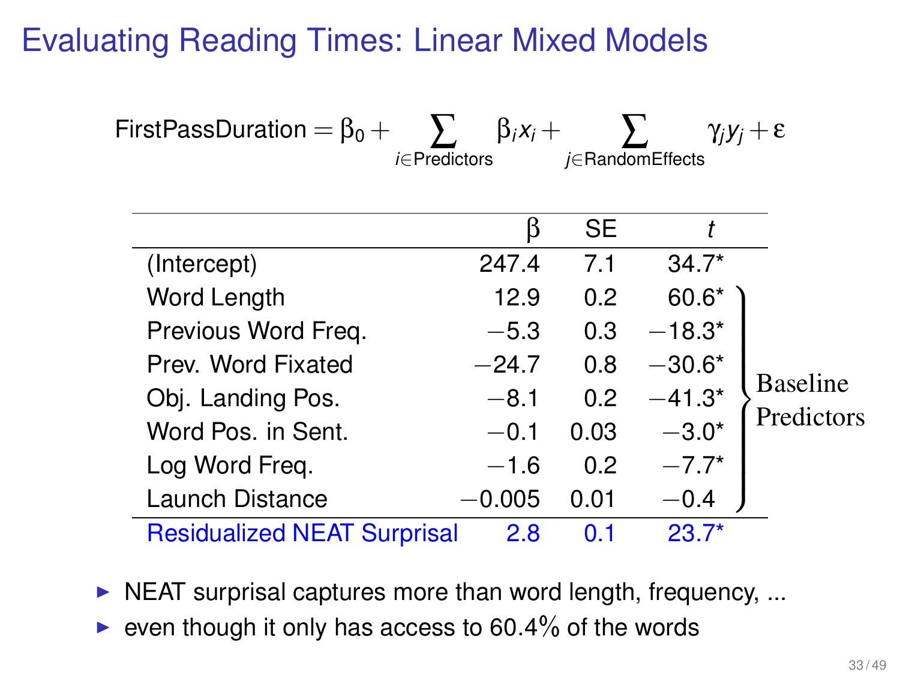# Evaluating Reading Times: Linear Mixed Models

$$\text{FirstPassDuration} = \beta_0 + \sum_{i \in \text{Predictors}} \beta_i x_i + \sum_{j \in \text{RandomEffects}} \gamma_j y_j + \varepsilon$$

| | $\beta$ | SE | $t$ | |
|---|---|---|---|---|
| (Intercept) | 247.4 | 7.1 | 34.7* | |
| Word Length | 12.9 | 0.2 | 60.6* | Baseline Predictors |
| Previous Word Freq. | −5.3 | 0.3 | −18.3* | Baseline Predictors |
| Prev. Word Fixated | −24.7 | 0.8 | −30.6* | Baseline Predictors |
| Obj. Landing Pos. | −8.1 | 0.2 | −41.3* | Baseline Predictors |
| Word Pos. in Sent. | −0.1 | 0.03 | −3.0* | Baseline Predictors |
| Log Word Freq. | −1.6 | 0.2 | −7.7* | Baseline Predictors |
| Launch Distance | −0.005 | 0.01 | −0.4 | Baseline Predictors |
| Residualized NEAT Surprisal | 2.8 | 0.1 | 23.7* | |

- NEAT surprisal captures more than word length, frequency, ...
- even though it only has access to 60.4% of the words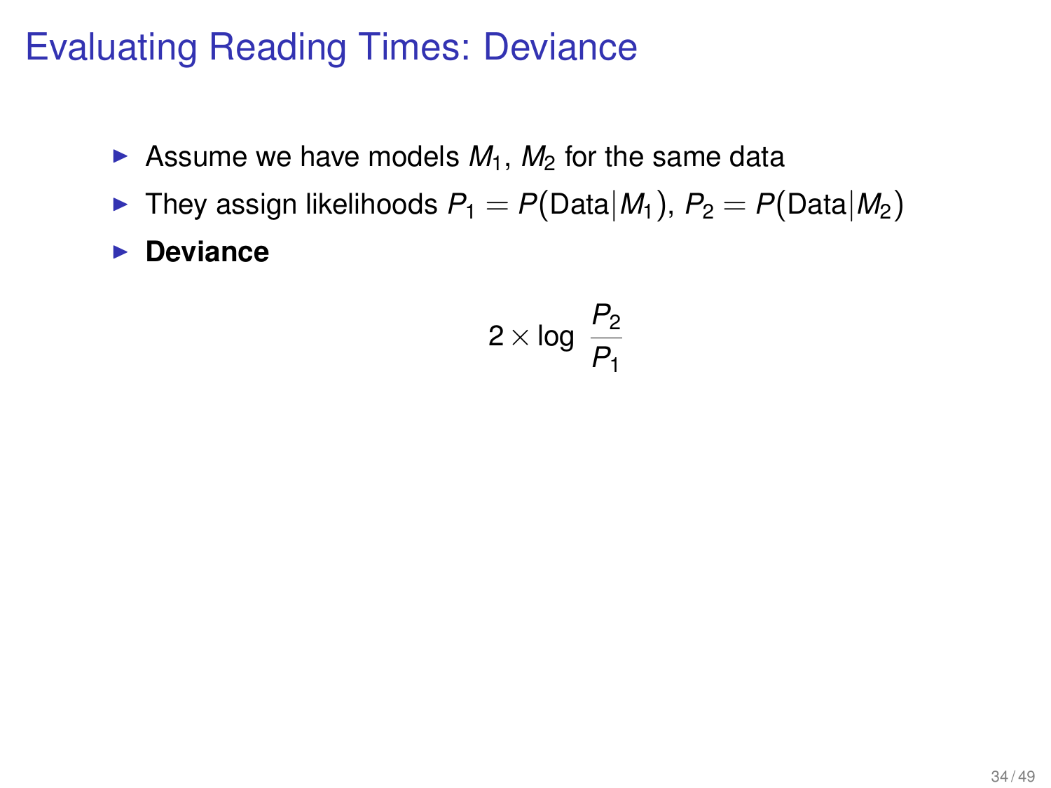# Evaluating Reading Times: Deviance

- Assume we have models $M_1$, $M_2$ for the same data
- They assign likelihoods $P_1 = P(\text{Data}|M_1)$, $P_2 = P(\text{Data}|M_2)$
- **Deviance**

$$2 \times \log \frac{P_2}{P_1}$$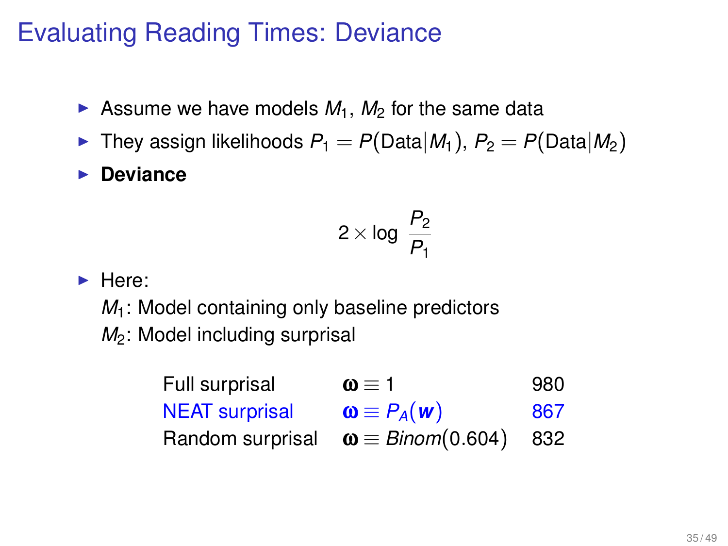# Evaluating Reading Times: Deviance

- Assume we have models $M_1$, $M_2$ for the same data
- They assign likelihoods $P_1 = P(\text{Data}|M_1)$, $P_2 = P(\text{Data}|M_2)$
- **Deviance**

$$2 \times \log \frac{P_2}{P_1}$$

- Here:
  $M_1$: Model containing only baseline predictors
  $M_2$: Model including surprisal

| | | |
|---|---|---|
| Full surprisal | $\boldsymbol{\omega} \equiv 1$ | 980 |
| NEAT surprisal | $\boldsymbol{\omega} \equiv P_A(\boldsymbol{w})$ | 867 |
| Random surprisal | $\boldsymbol{\omega} \equiv Binom(0.604)$ | 832 |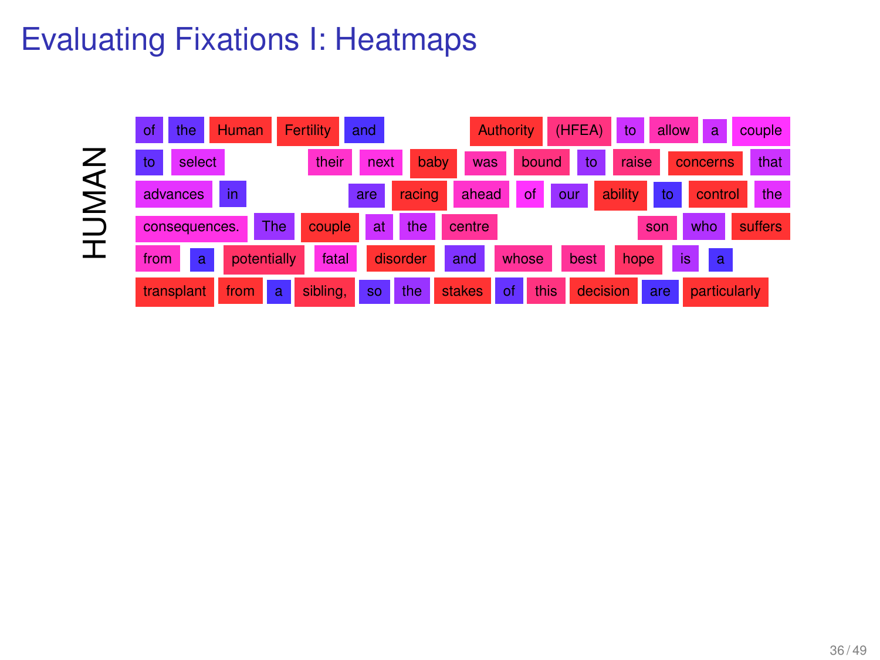# Evaluating Fixations I: Heatmaps

HUMAN

of the Human Fertility and Authority (HFEA) to allow a couple
to select their next baby was bound to raise concerns that
advances in are racing ahead of our ability to control the
consequences. The couple at the centre son who suffers
from a potentially fatal disorder and whose best hope is a
transplant from a sibling, so the stakes of this decision are particularly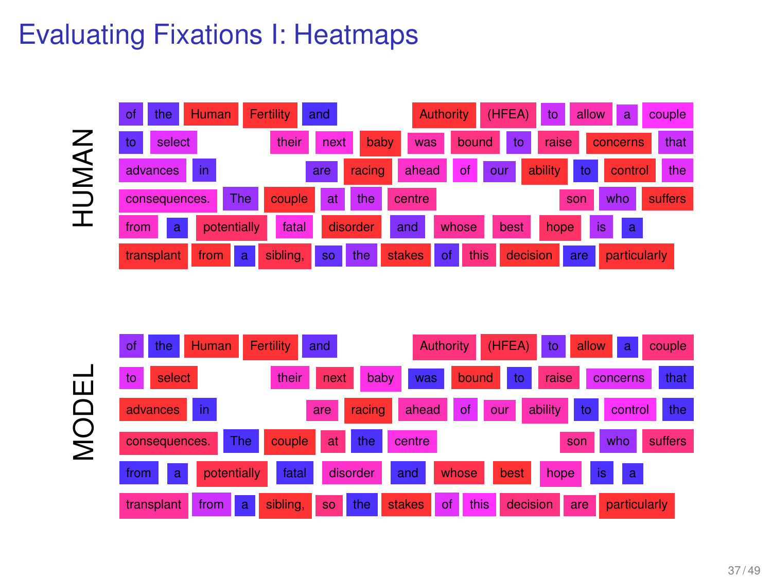# Evaluating Fixations I: Heatmaps

**HUMAN**

of the Human Fertility and Authority (HFEA) to allow a couple
to select their next baby was bound to raise concerns that
advances in are racing ahead of our ability to control the
consequences. The couple at the centre son who suffers
from a potentially fatal disorder and whose best hope is a
transplant from a sibling, so the stakes of this decision are particularly

**MODEL**

of the Human Fertility and Authority (HFEA) to allow a couple
to select their next baby was bound to raise concerns that
advances in are racing ahead of our ability to control the
consequences. The couple at the centre son who suffers
from a potentially fatal disorder and whose best hope is a
transplant from a sibling, so the stakes of this decision are particularly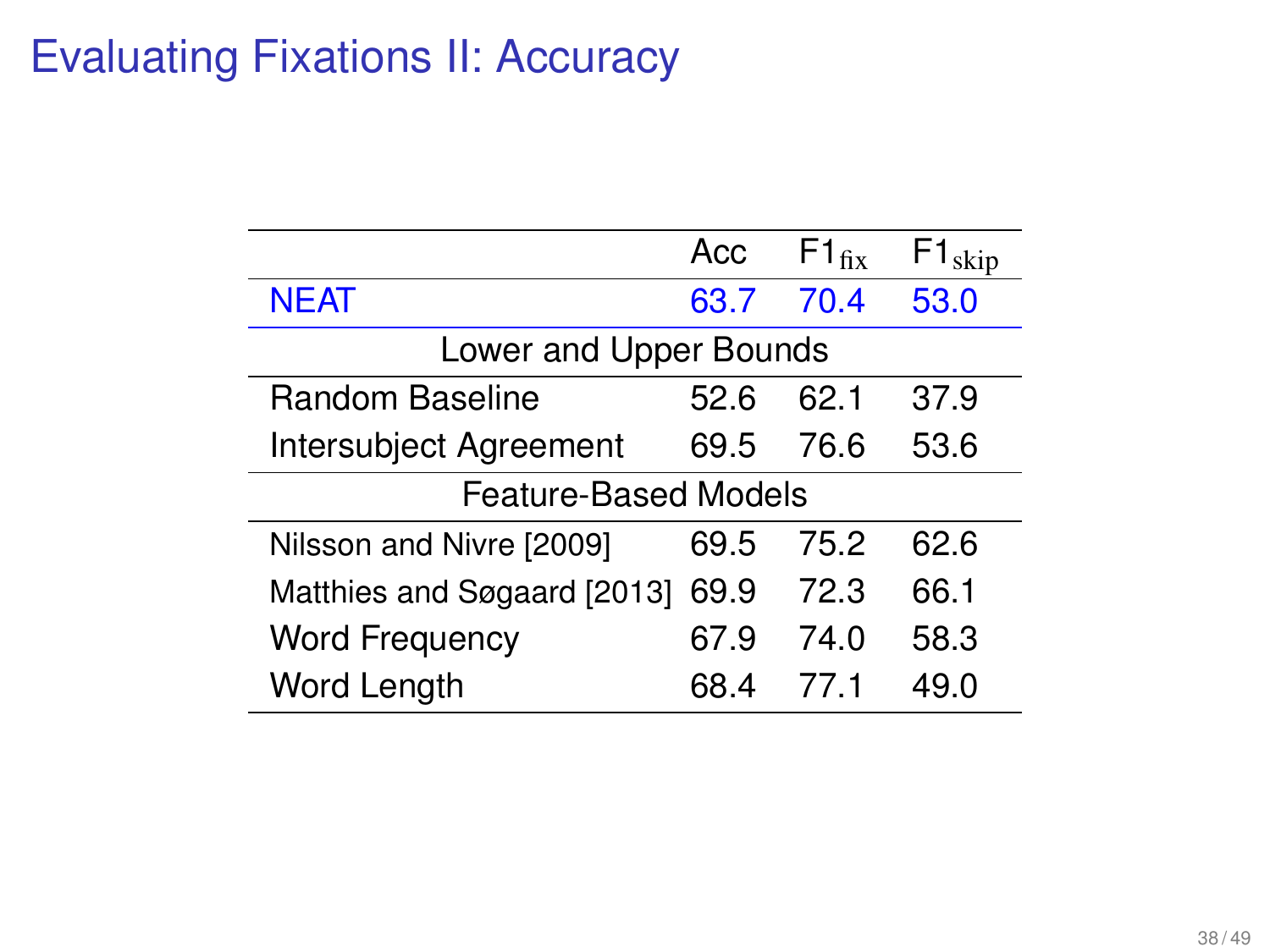# Evaluating Fixations II: Accuracy

| | Acc | $F1_{\text{fix}}$ | $F1_{\text{skip}}$ |
|---|---|---|---|
| NEAT | 63.7 | 70.4 | 53.0 |
| Lower and Upper Bounds | | | |
| Random Baseline | 52.6 | 62.1 | 37.9 |
| Intersubject Agreement | 69.5 | 76.6 | 53.6 |
| Feature-Based Models | | | |
| Nilsson and Nivre [2009] | 69.5 | 75.2 | 62.6 |
| Matthies and Søgaard [2013] | 69.9 | 72.3 | 66.1 |
| Word Frequency | 67.9 | 74.0 | 58.3 |
| Word Length | 68.4 | 77.1 | 49.0 |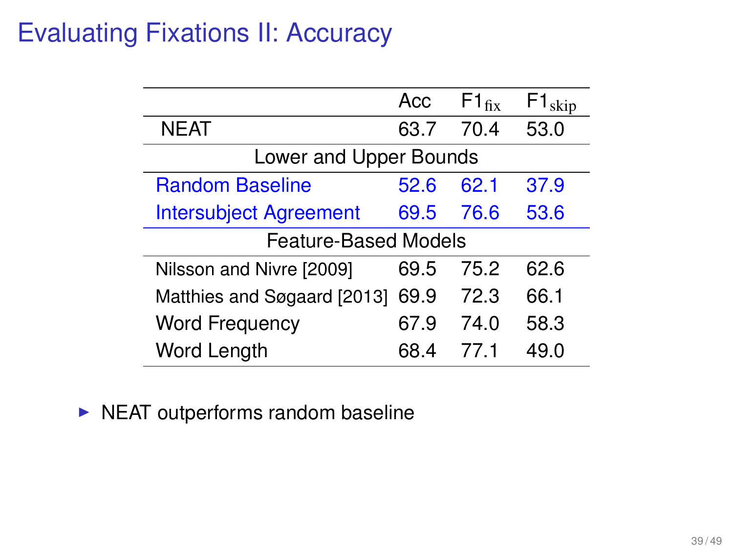# Evaluating Fixations II: Accuracy

| | Acc | $F1_{fix}$ | $F1_{skip}$ |
|---|---|---|---|
| NEAT | 63.7 | 70.4 | 53.0 |
| **Lower and Upper Bounds** | | | |
| Random Baseline | 52.6 | 62.1 | 37.9 |
| Intersubject Agreement | 69.5 | 76.6 | 53.6 |
| **Feature-Based Models** | | | |
| Nilsson and Nivre [2009] | 69.5 | 75.2 | 62.6 |
| Matthies and Søgaard [2013] | 69.9 | 72.3 | 66.1 |
| Word Frequency | 67.9 | 74.0 | 58.3 |
| Word Length | 68.4 | 77.1 | 49.0 |

- NEAT outperforms random baseline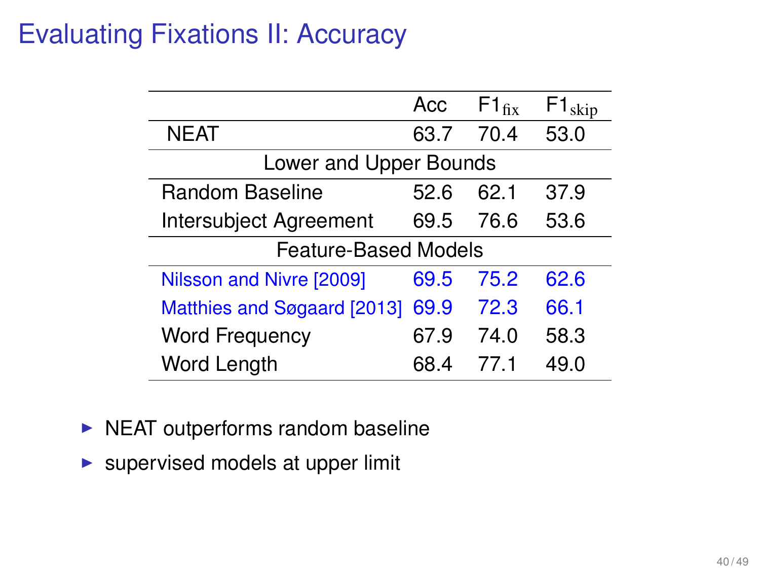# Evaluating Fixations II: Accuracy

| | Acc | $F1_{fix}$ | $F1_{skip}$ |
|---|---|---|---|
| NEAT | 63.7 | 70.4 | 53.0 |
| Lower and Upper Bounds | | | |
| Random Baseline | 52.6 | 62.1 | 37.9 |
| Intersubject Agreement | 69.5 | 76.6 | 53.6 |
| Feature-Based Models | | | |
| Nilsson and Nivre [2009] | 69.5 | 75.2 | 62.6 |
| Matthies and Søgaard [2013] | 69.9 | 72.3 | 66.1 |
| Word Frequency | 67.9 | 74.0 | 58.3 |
| Word Length | 68.4 | 77.1 | 49.0 |

- NEAT outperforms random baseline
- supervised models at upper limit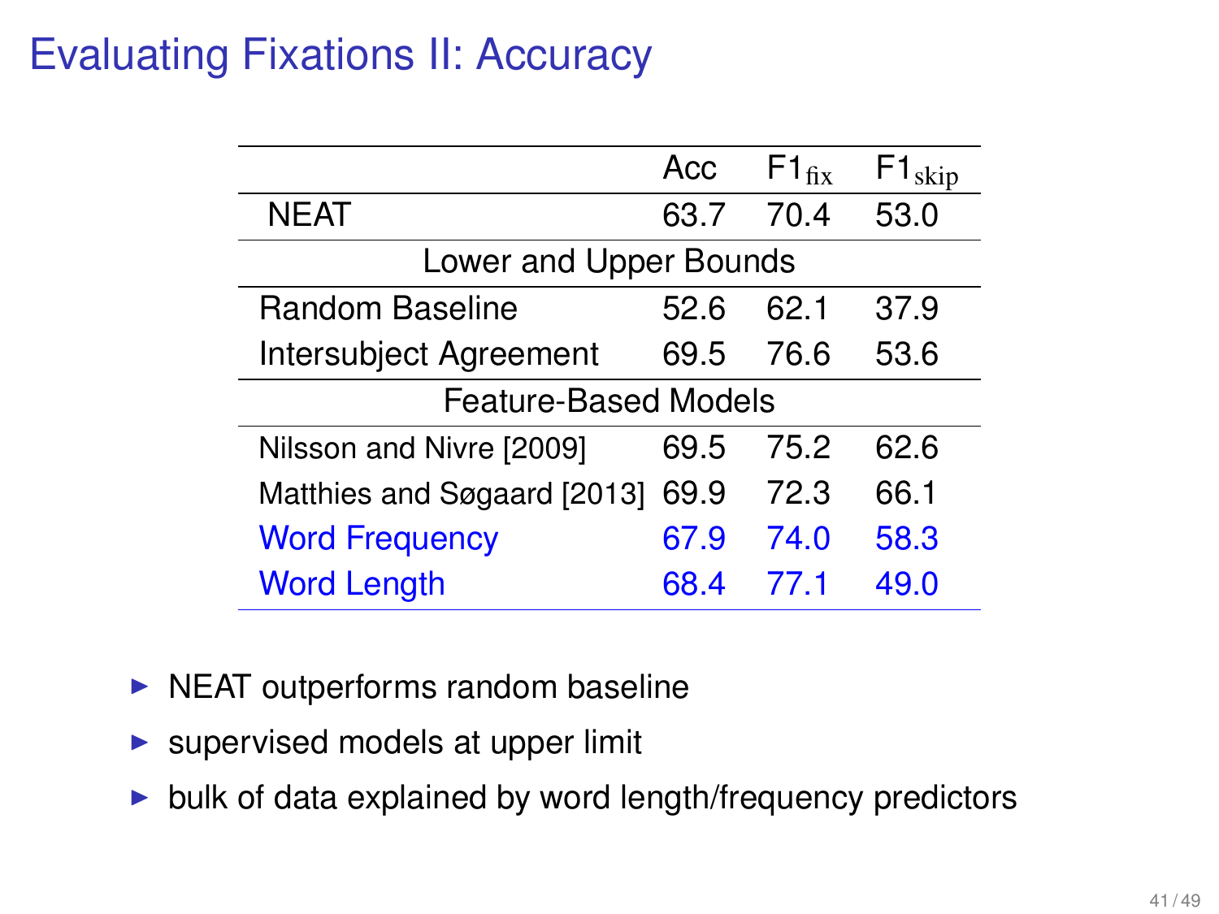# Evaluating Fixations II: Accuracy

| | Acc | $F1_{fix}$ | $F1_{skip}$ |
|---|---|---|---|
| NEAT | 63.7 | 70.4 | 53.0 |
| Lower and Upper Bounds | | | |
| Random Baseline | 52.6 | 62.1 | 37.9 |
| Intersubject Agreement | 69.5 | 76.6 | 53.6 |
| Feature-Based Models | | | |
| Nilsson and Nivre [2009] | 69.5 | 75.2 | 62.6 |
| Matthies and Søgaard [2013] | 69.9 | 72.3 | 66.1 |
| Word Frequency | 67.9 | 74.0 | 58.3 |
| Word Length | 68.4 | 77.1 | 49.0 |

- NEAT outperforms random baseline
- supervised models at upper limit
- bulk of data explained by word length/frequency predictors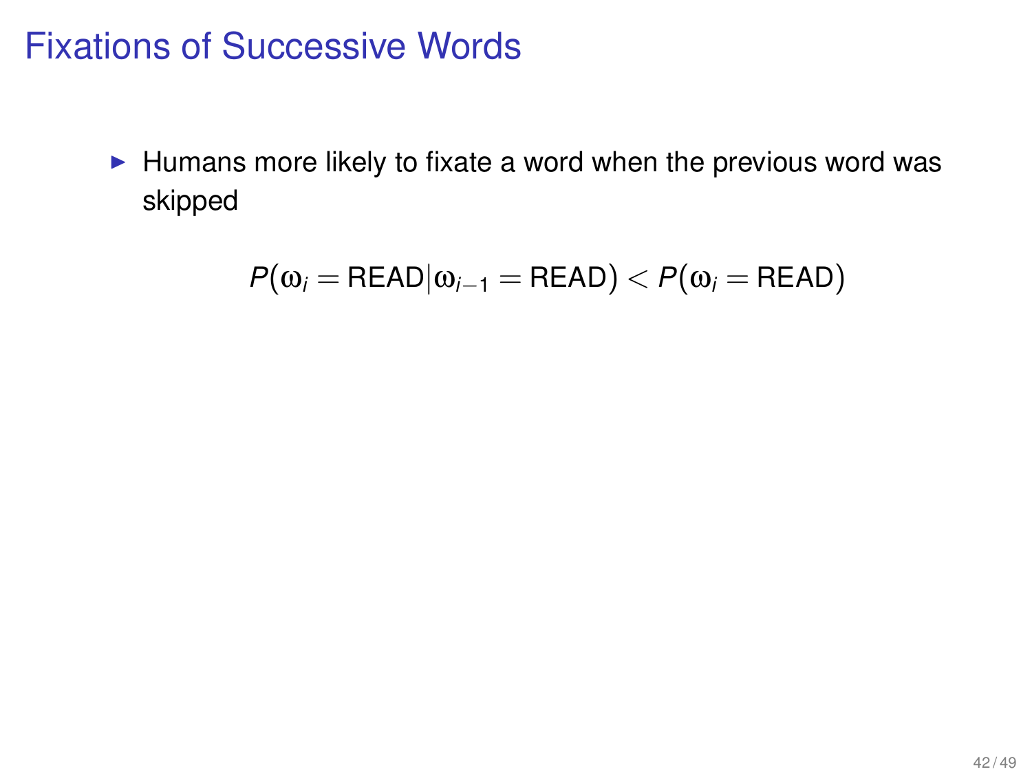# Fixations of Successive Words

- Humans more likely to fixate a word when the previous word was skipped

$$P(\omega_i = \text{READ} | \omega_{i-1} = \text{READ}) < P(\omega_i = \text{READ})$$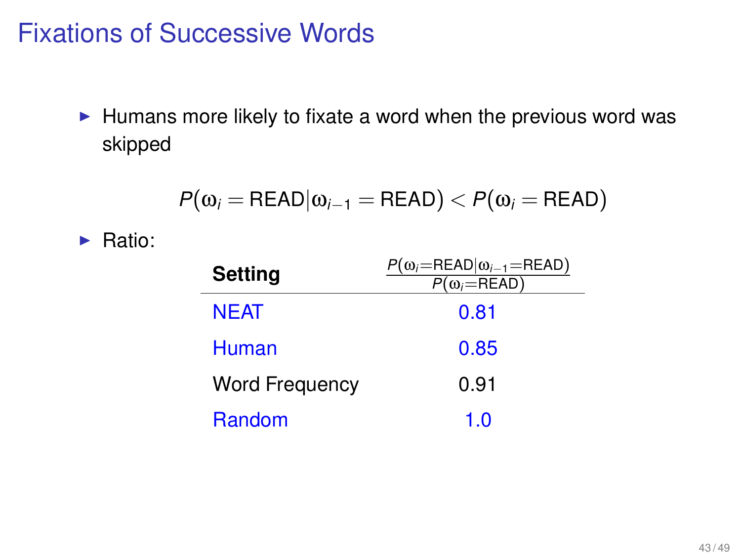# Fixations of Successive Words

- Humans more likely to fixate a word when the previous word was skipped

$$P(\omega_i = \text{READ} | \omega_{i-1} = \text{READ}) < P(\omega_i = \text{READ})$$

- Ratio:

| **Setting** | $\frac{P(\omega_i = \text{READ} \| \omega_{i-1} = \text{READ})}{P(\omega_i = \text{READ})}$ |
|---|---|
| NEAT | 0.81 |
| Human | 0.85 |
| Word Frequency | 0.91 |
| Random | 1.0 |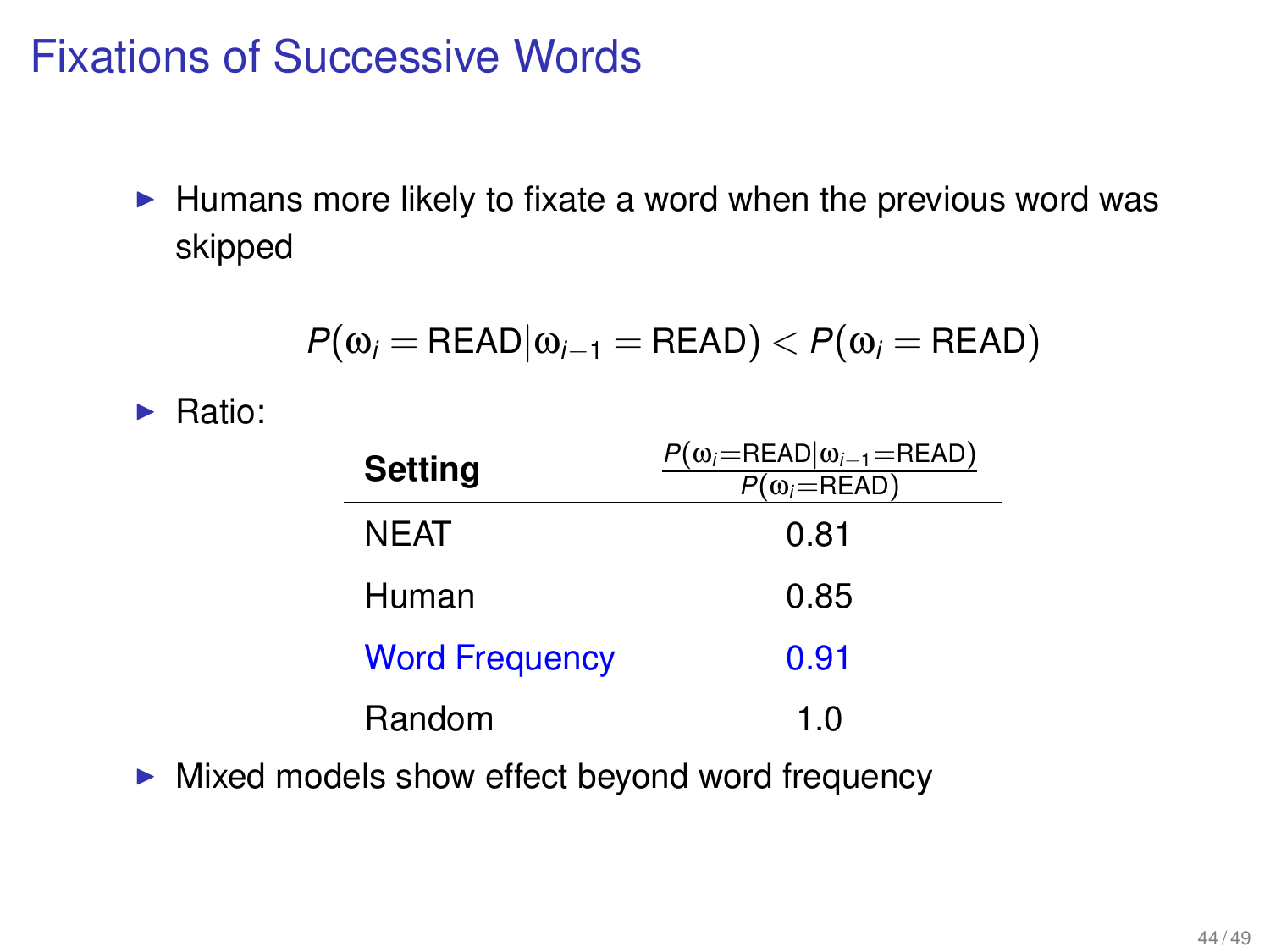# Fixations of Successive Words

- Humans more likely to fixate a word when the previous word was skipped

$$P(\omega_i = \text{READ} | \omega_{i-1} = \text{READ}) < P(\omega_i = \text{READ})$$

- Ratio:

| **Setting** | $\frac{P(\omega_i = \text{READ} \mid \omega_{i-1} = \text{READ})}{P(\omega_i = \text{READ})}$ |
|---|---|
| NEAT | 0.81 |
| Human | 0.85 |
| Word Frequency | 0.91 |
| Random | 1.0 |

- Mixed models show effect beyond word frequency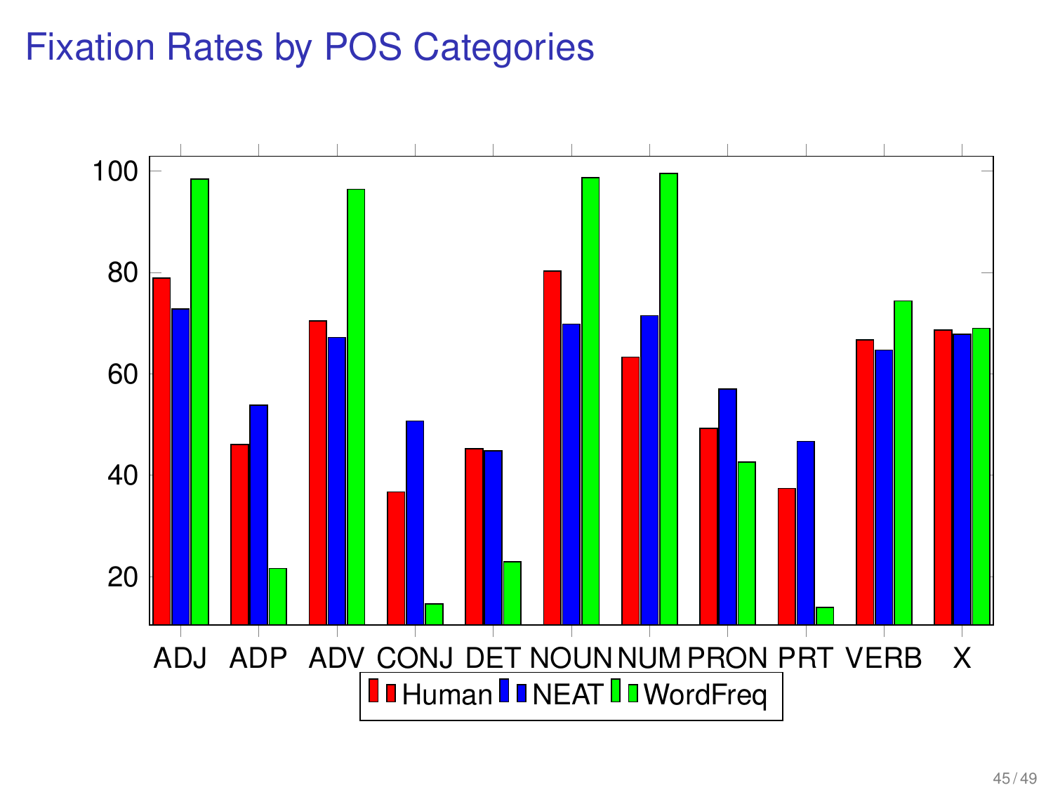# Fixation Rates by POS Categories

| POS | Human | NEAT | WordFreq |
|---|---|---|---|
| ADJ | 79 | 73 | 98.5 |
| ADP | 46 | 54 | 21.5 |
| ADV | 70.5 | 67 | 96.5 |
| CONJ | 36.5 | 50.5 | 14.5 |
| DET | 45 | 44.5 | 22.5 |
| NOUN | 80 | 70 | 99 |
| NUM | 63 | 71.5 | 99.5 |
| PRON | 49 | 57 | 42.5 |
| PRT | 37 | 46.5 | 14 |
| VERB | 66.5 | 64.5 | 74.5 |
| X | 68.5 | 68 | 69 |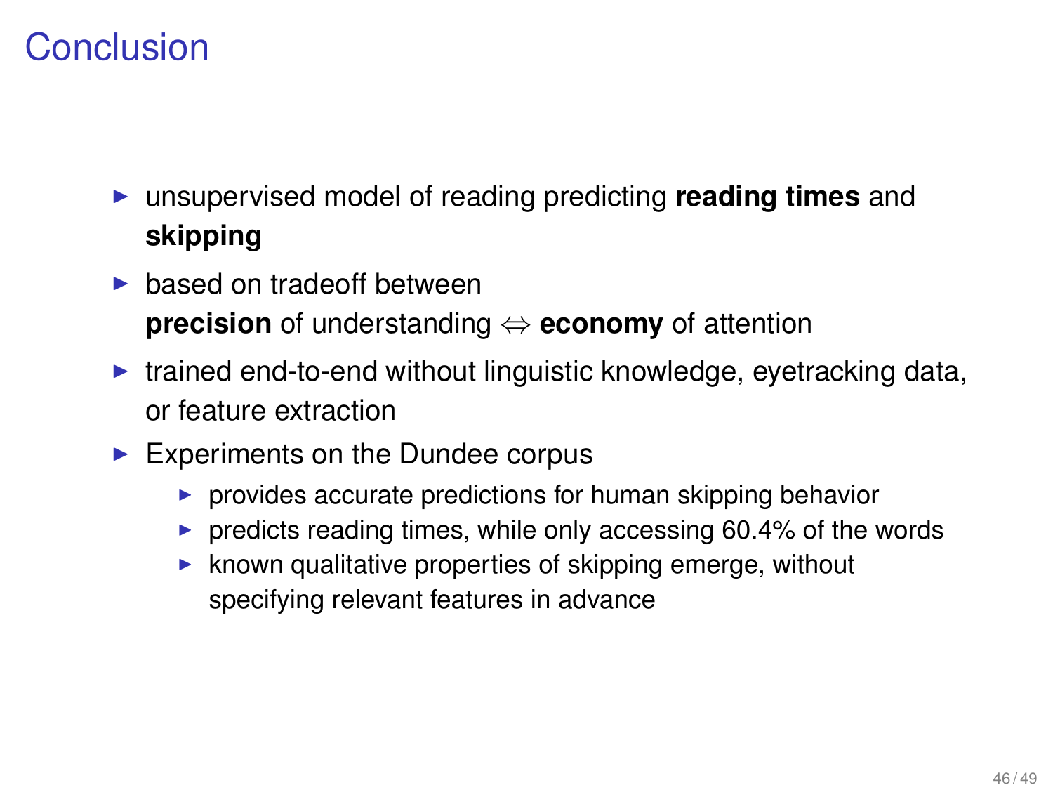# Conclusion

- unsupervised model of reading predicting **reading times** and **skipping**
- based on tradeoff between **precision** of understanding $\Leftrightarrow$ **economy** of attention
- trained end-to-end without linguistic knowledge, eyetracking data, or feature extraction
- Experiments on the Dundee corpus
  - provides accurate predictions for human skipping behavior
  - predicts reading times, while only accessing 60.4% of the words
  - known qualitative properties of skipping emerge, without specifying relevant features in advance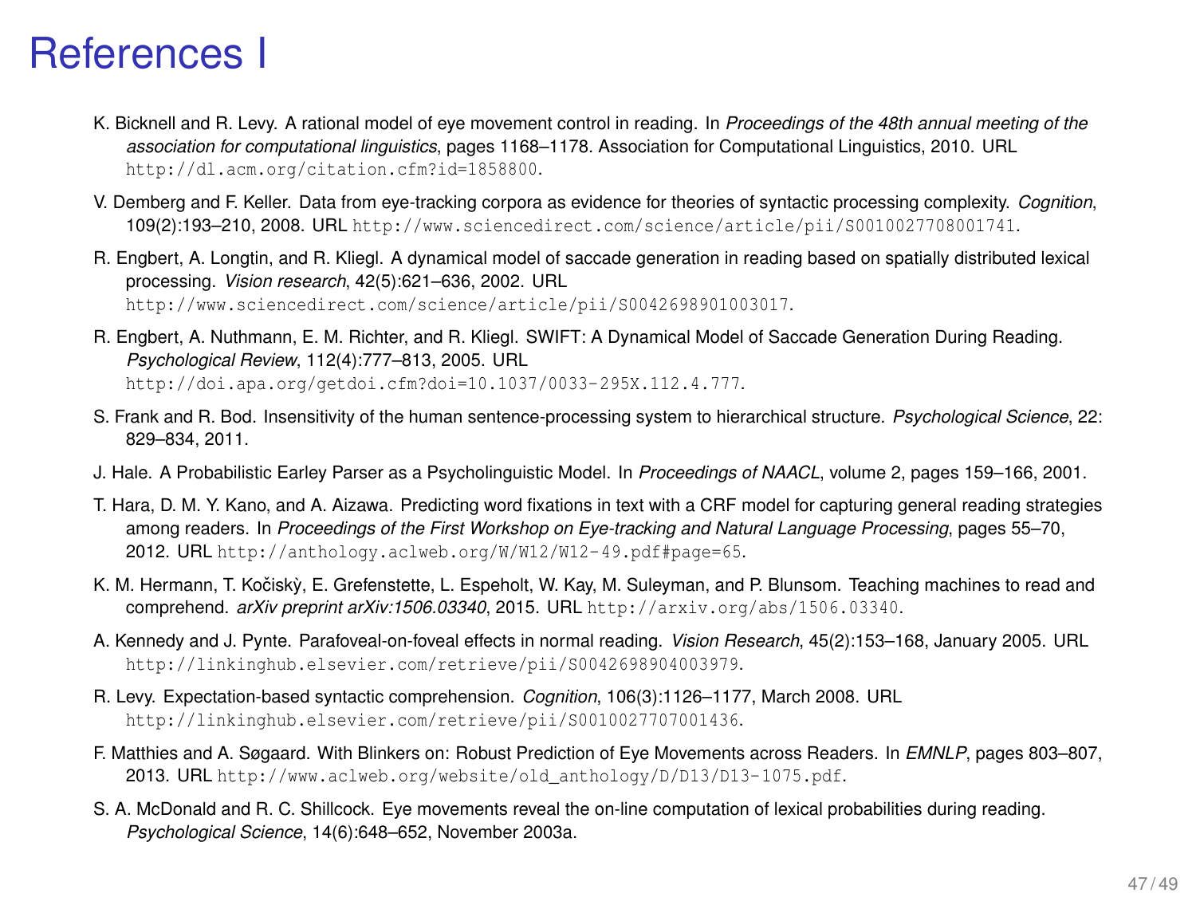# References I

K. Bicknell and R. Levy. A rational model of eye movement control in reading. In *Proceedings of the 48th annual meeting of the association for computational linguistics*, pages 1168–1178. Association for Computational Linguistics, 2010. URL http://dl.acm.org/citation.cfm?id=1858800.

V. Demberg and F. Keller. Data from eye-tracking corpora as evidence for theories of syntactic processing complexity. *Cognition*, 109(2):193–210, 2008. URL http://www.sciencedirect.com/science/article/pii/S0010027708001741.

R. Engbert, A. Longtin, and R. Kliegl. A dynamical model of saccade generation in reading based on spatially distributed lexical processing. *Vision research*, 42(5):621–636, 2002. URL http://www.sciencedirect.com/science/article/pii/S0042698901003017.

R. Engbert, A. Nuthmann, E. M. Richter, and R. Kliegl. SWIFT: A Dynamical Model of Saccade Generation During Reading. *Psychological Review*, 112(4):777–813, 2005. URL http://doi.apa.org/getdoi.cfm?doi=10.1037/0033-295X.112.4.777.

S. Frank and R. Bod. Insensitivity of the human sentence-processing system to hierarchical structure. *Psychological Science*, 22: 829–834, 2011.

J. Hale. A Probabilistic Earley Parser as a Psycholinguistic Model. In *Proceedings of NAACL*, volume 2, pages 159–166, 2001.

T. Hara, D. M. Y. Kano, and A. Aizawa. Predicting word fixations in text with a CRF model for capturing general reading strategies among readers. In *Proceedings of the First Workshop on Eye-tracking and Natural Language Processing*, pages 55–70, 2012. URL http://anthology.aclweb.org/W/W12/W12-49.pdf#page=65.

K. M. Hermann, T. Kočiskỳ, E. Grefenstette, L. Espeholt, W. Kay, M. Suleyman, and P. Blunsom. Teaching machines to read and comprehend. *arXiv preprint arXiv:1506.03340*, 2015. URL http://arxiv.org/abs/1506.03340.

A. Kennedy and J. Pynte. Parafoveal-on-foveal effects in normal reading. *Vision Research*, 45(2):153–168, January 2005. URL http://linkinghub.elsevier.com/retrieve/pii/S0042698904003979.

R. Levy. Expectation-based syntactic comprehension. *Cognition*, 106(3):1126–1177, March 2008. URL http://linkinghub.elsevier.com/retrieve/pii/S0010027707001436.

F. Matthies and A. Søgaard. With Blinkers on: Robust Prediction of Eye Movements across Readers. In *EMNLP*, pages 803–807, 2013. URL http://www.aclweb.org/website/old_anthology/D/D13/D13-1075.pdf.

S. A. McDonald and R. C. Shillcock. Eye movements reveal the on-line computation of lexical probabilities during reading. *Psychological Science*, 14(6):648–652, November 2003a.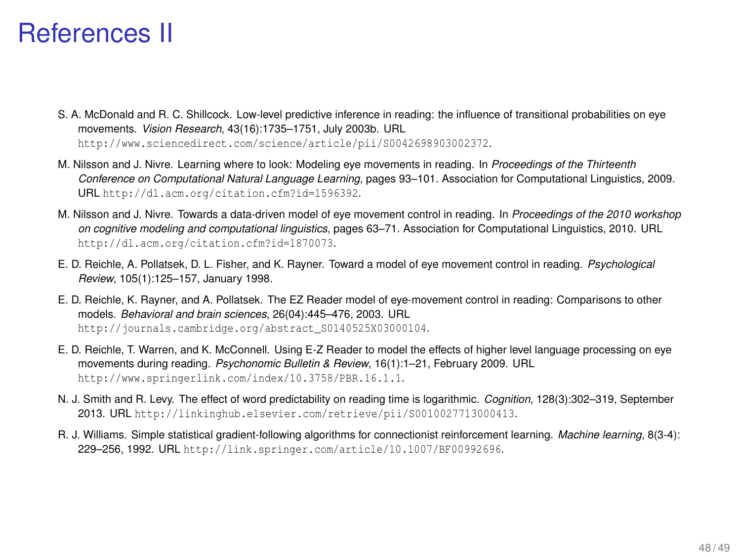# References II

S. A. McDonald and R. C. Shillcock. Low-level predictive inference in reading: the influence of transitional probabilities on eye movements. *Vision Research*, 43(16):1735–1751, July 2003b. URL http://www.sciencedirect.com/science/article/pii/S0042698903002372.

M. Nilsson and J. Nivre. Learning where to look: Modeling eye movements in reading. In *Proceedings of the Thirteenth Conference on Computational Natural Language Learning*, pages 93–101. Association for Computational Linguistics, 2009. URL http://dl.acm.org/citation.cfm?id=1596392.

M. Nilsson and J. Nivre. Towards a data-driven model of eye movement control in reading. In *Proceedings of the 2010 workshop on cognitive modeling and computational linguistics*, pages 63–71. Association for Computational Linguistics, 2010. URL http://dl.acm.org/citation.cfm?id=1870073.

E. D. Reichle, A. Pollatsek, D. L. Fisher, and K. Rayner. Toward a model of eye movement control in reading. *Psychological Review*, 105(1):125–157, January 1998.

E. D. Reichle, K. Rayner, and A. Pollatsek. The EZ Reader model of eye-movement control in reading: Comparisons to other models. *Behavioral and brain sciences*, 26(04):445–476, 2003. URL http://journals.cambridge.org/abstract_S0140525X03000104.

E. D. Reichle, T. Warren, and K. McConnell. Using E-Z Reader to model the effects of higher level language processing on eye movements during reading. *Psychonomic Bulletin & Review*, 16(1):1–21, February 2009. URL http://www.springerlink.com/index/10.3758/PBR.16.1.1.

N. J. Smith and R. Levy. The effect of word predictability on reading time is logarithmic. *Cognition*, 128(3):302–319, September 2013. URL http://linkinghub.elsevier.com/retrieve/pii/S0010027713000413.

R. J. Williams. Simple statistical gradient-following algorithms for connectionist reinforcement learning. *Machine learning*, 8(3-4): 229–256, 1992. URL http://link.springer.com/article/10.1007/BF00992696.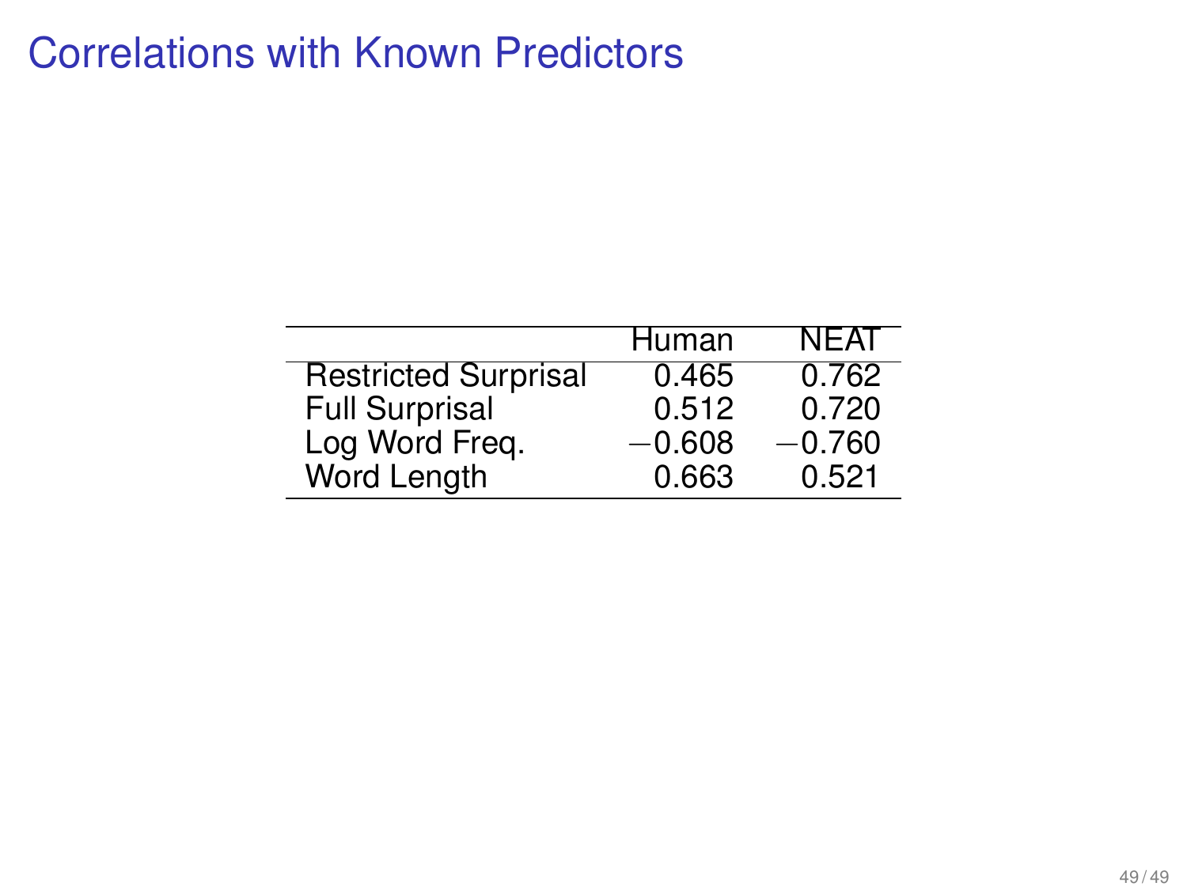# Correlations with Known Predictors

| | Human | NEAT |
|---|---|---|
| Restricted Surprisal | 0.465 | 0.762 |
| Full Surprisal | 0.512 | 0.720 |
| Log Word Freq. | $-0.608$ | $-0.760$ |
| Word Length | 0.663 | 0.521 |